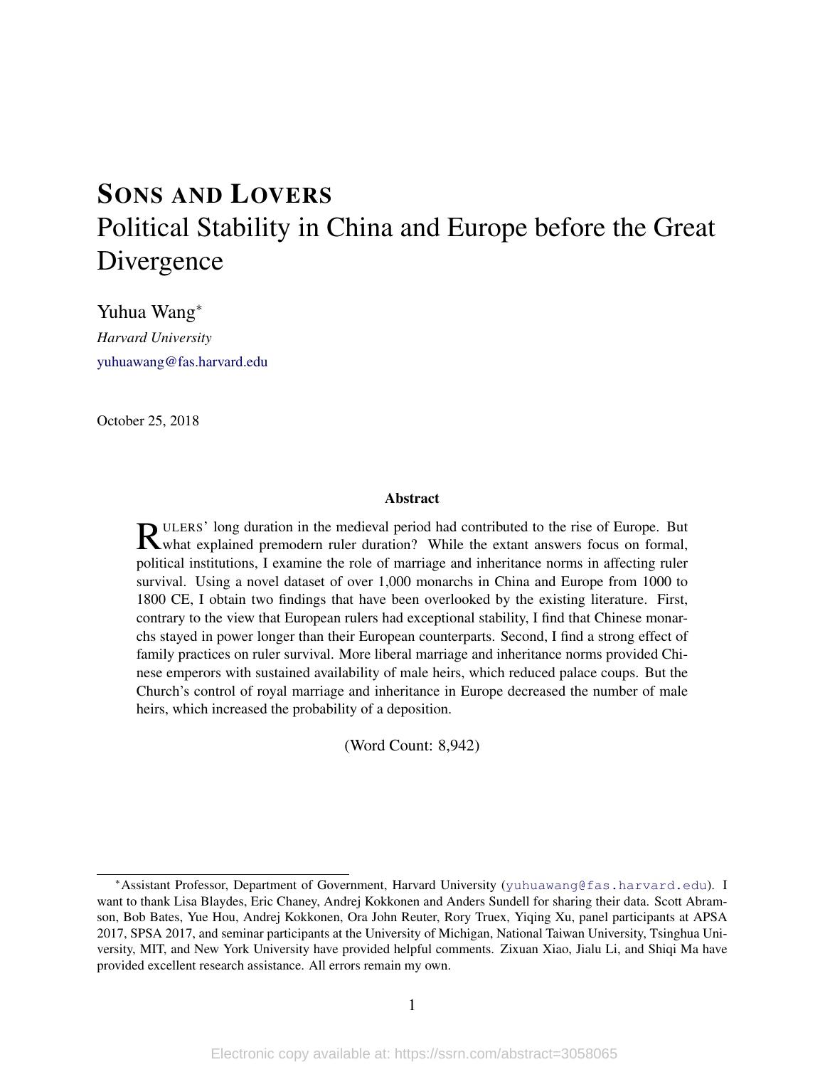# SONS AND LOVERS
# Political Stability in China and Europe before the Great Divergence

Yuhua Wang*

*Harvard University*

yuhuawang@fas.harvard.edu

October 25, 2018

### Abstract

RULERS' long duration in the medieval period had contributed to the rise of Europe. But what explained premodern ruler duration? While the extant answers focus on formal, political institutions, I examine the role of marriage and inheritance norms in affecting ruler survival. Using a novel dataset of over 1,000 monarchs in China and Europe from 1000 to 1800 CE, I obtain two findings that have been overlooked by the existing literature. First, contrary to the view that European rulers had exceptional stability, I find that Chinese monarchs stayed in power longer than their European counterparts. Second, I find a strong effect of family practices on ruler survival. More liberal marriage and inheritance norms provided Chinese emperors with sustained availability of male heirs, which reduced palace coups. But the Church's control of royal marriage and inheritance in Europe decreased the number of male heirs, which increased the probability of a deposition.

(Word Count: 8,942)

*Assistant Professor, Department of Government, Harvard University (yuhuawang@fas.harvard.edu). I want to thank Lisa Blaydes, Eric Chaney, Andrej Kokkonen and Anders Sundell for sharing their data. Scott Abramson, Bob Bates, Yue Hou, Andrej Kokkonen, Ora John Reuter, Rory Truex, Yiqing Xu, panel participants at APSA 2017, SPSA 2017, and seminar participants at the University of Michigan, National Taiwan University, Tsinghua University, MIT, and New York University have provided helpful comments. Zixuan Xiao, Jialu Li, and Shiqi Ma have provided excellent research assistance. All errors remain my own.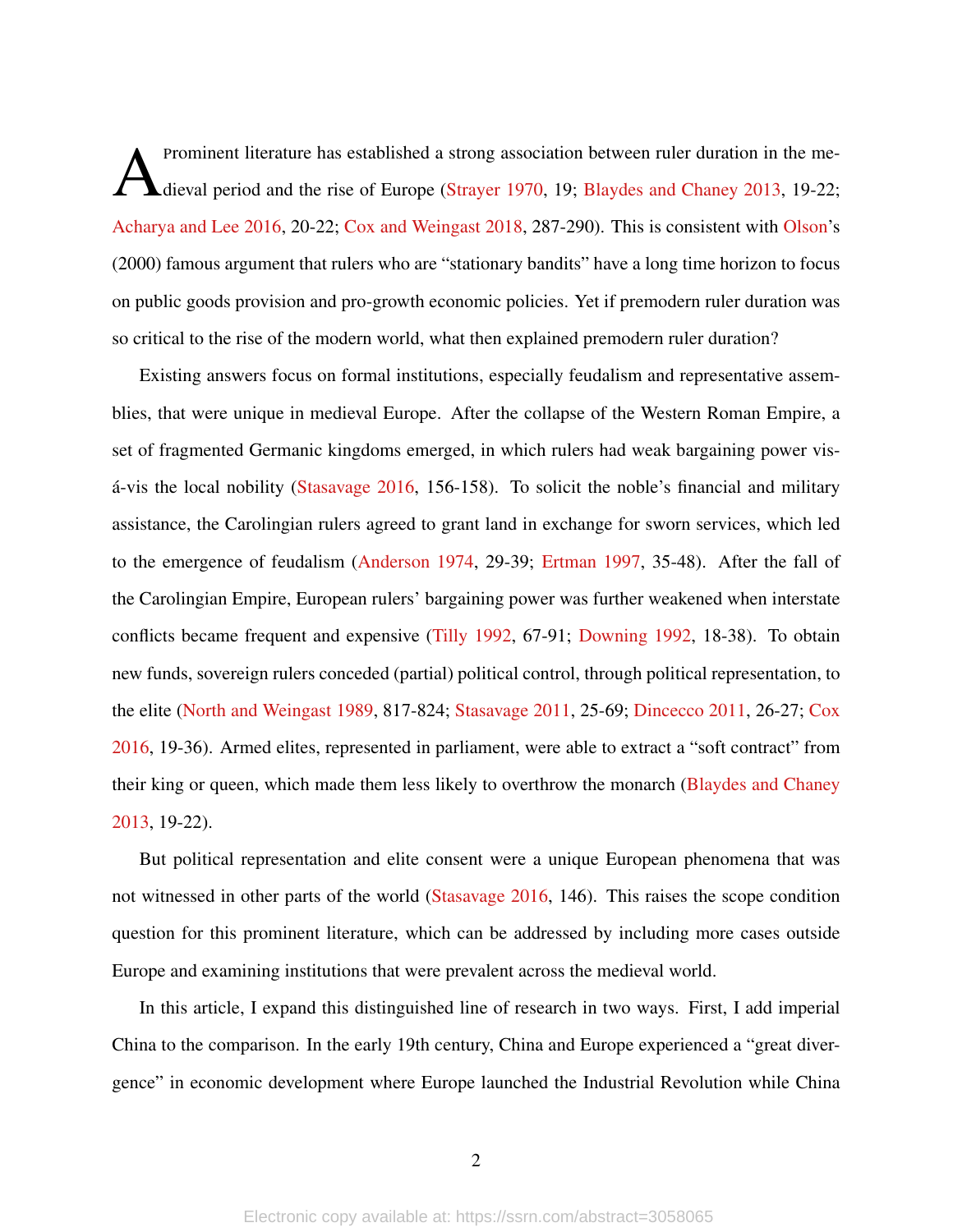A prominent literature has established a strong association between ruler duration in the medieval period and the rise of Europe (Strayer 1970, 19; Blaydes and Chaney 2013, 19-22; Acharya and Lee 2016, 20-22; Cox and Weingast 2018, 287-290). This is consistent with Olson's (2000) famous argument that rulers who are "stationary bandits" have a long time horizon to focus on public goods provision and pro-growth economic policies. Yet if premodern ruler duration was so critical to the rise of the modern world, what then explained premodern ruler duration?

Existing answers focus on formal institutions, especially feudalism and representative assemblies, that were unique in medieval Europe. After the collapse of the Western Roman Empire, a set of fragmented Germanic kingdoms emerged, in which rulers had weak bargaining power vis-á-vis the local nobility (Stasavage 2016, 156-158). To solicit the noble's financial and military assistance, the Carolingian rulers agreed to grant land in exchange for sworn services, which led to the emergence of feudalism (Anderson 1974, 29-39; Ertman 1997, 35-48). After the fall of the Carolingian Empire, European rulers' bargaining power was further weakened when interstate conflicts became frequent and expensive (Tilly 1992, 67-91; Downing 1992, 18-38). To obtain new funds, sovereign rulers conceded (partial) political control, through political representation, to the elite (North and Weingast 1989, 817-824; Stasavage 2011, 25-69; Dincecco 2011, 26-27; Cox 2016, 19-36). Armed elites, represented in parliament, were able to extract a "soft contract" from their king or queen, which made them less likely to overthrow the monarch (Blaydes and Chaney 2013, 19-22).

But political representation and elite consent were a unique European phenomena that was not witnessed in other parts of the world (Stasavage 2016, 146). This raises the scope condition question for this prominent literature, which can be addressed by including more cases outside Europe and examining institutions that were prevalent across the medieval world.

In this article, I expand this distinguished line of research in two ways. First, I add imperial China to the comparison. In the early 19th century, China and Europe experienced a "great divergence" in economic development where Europe launched the Industrial Revolution while China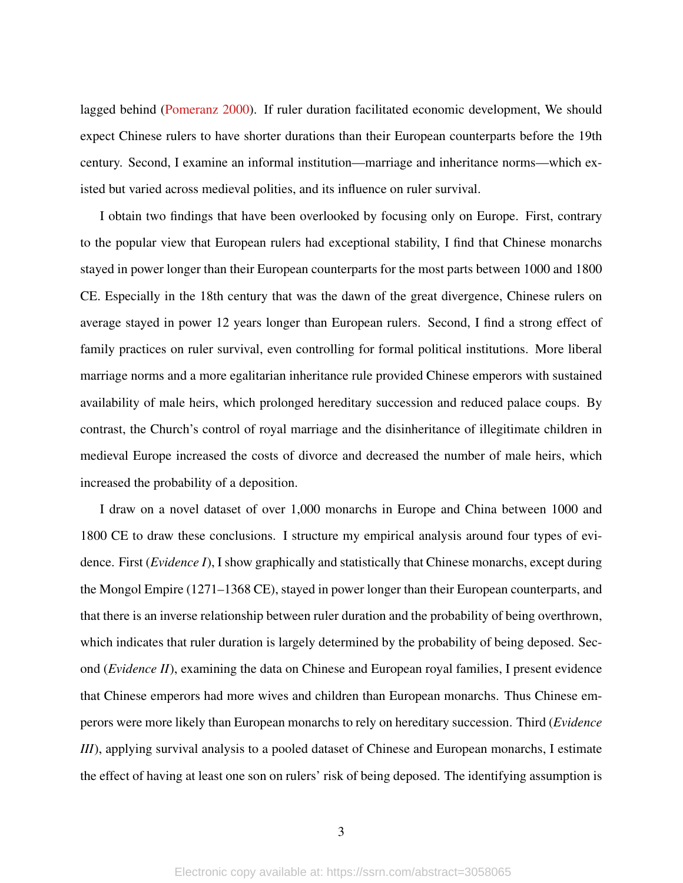lagged behind (Pomeranz 2000). If ruler duration facilitated economic development, We should expect Chinese rulers to have shorter durations than their European counterparts before the 19th century. Second, I examine an informal institution—marriage and inheritance norms—which existed but varied across medieval polities, and its influence on ruler survival.

I obtain two findings that have been overlooked by focusing only on Europe. First, contrary to the popular view that European rulers had exceptional stability, I find that Chinese monarchs stayed in power longer than their European counterparts for the most parts between 1000 and 1800 CE. Especially in the 18th century that was the dawn of the great divergence, Chinese rulers on average stayed in power 12 years longer than European rulers. Second, I find a strong effect of family practices on ruler survival, even controlling for formal political institutions. More liberal marriage norms and a more egalitarian inheritance rule provided Chinese emperors with sustained availability of male heirs, which prolonged hereditary succession and reduced palace coups. By contrast, the Church's control of royal marriage and the disinheritance of illegitimate children in medieval Europe increased the costs of divorce and decreased the number of male heirs, which increased the probability of a deposition.

I draw on a novel dataset of over 1,000 monarchs in Europe and China between 1000 and 1800 CE to draw these conclusions. I structure my empirical analysis around four types of evidence. First (*Evidence I*), I show graphically and statistically that Chinese monarchs, except during the Mongol Empire (1271–1368 CE), stayed in power longer than their European counterparts, and that there is an inverse relationship between ruler duration and the probability of being overthrown, which indicates that ruler duration is largely determined by the probability of being deposed. Second (*Evidence II*), examining the data on Chinese and European royal families, I present evidence that Chinese emperors had more wives and children than European monarchs. Thus Chinese emperors were more likely than European monarchs to rely on hereditary succession. Third (*Evidence III*), applying survival analysis to a pooled dataset of Chinese and European monarchs, I estimate the effect of having at least one son on rulers' risk of being deposed. The identifying assumption is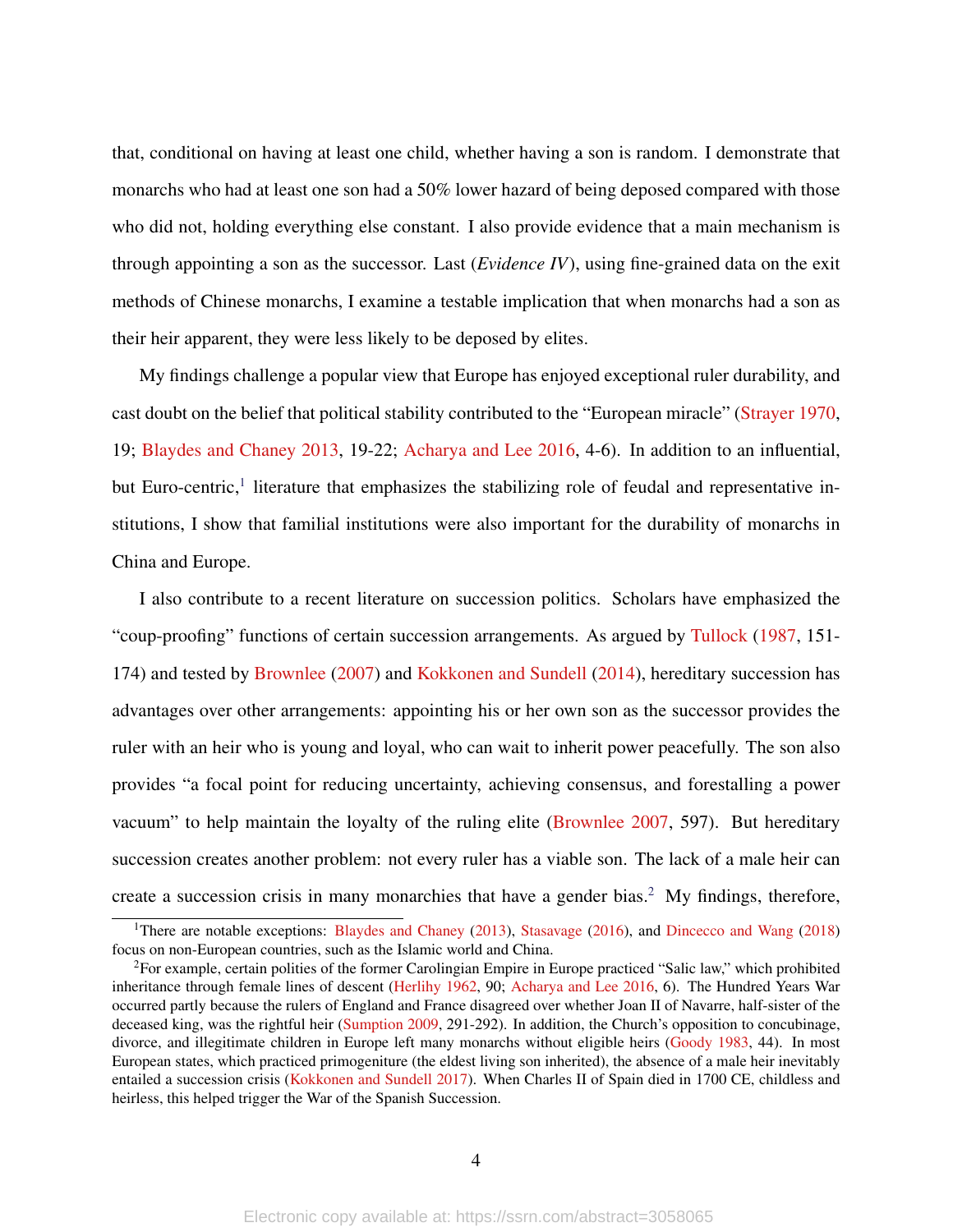that, conditional on having at least one child, whether having a son is random. I demonstrate that monarchs who had at least one son had a 50% lower hazard of being deposed compared with those who did not, holding everything else constant. I also provide evidence that a main mechanism is through appointing a son as the successor. Last (*Evidence IV*), using fine-grained data on the exit methods of Chinese monarchs, I examine a testable implication that when monarchs had a son as their heir apparent, they were less likely to be deposed by elites.

My findings challenge a popular view that Europe has enjoyed exceptional ruler durability, and cast doubt on the belief that political stability contributed to the "European miracle" (Strayer 1970, 19; Blaydes and Chaney 2013, 19-22; Acharya and Lee 2016, 4-6). In addition to an influential, but Euro-centric,[1] literature that emphasizes the stabilizing role of feudal and representative institutions, I show that familial institutions were also important for the durability of monarchs in China and Europe.

I also contribute to a recent literature on succession politics. Scholars have emphasized the "coup-proofing" functions of certain succession arrangements. As argued by Tullock (1987, 151-174) and tested by Brownlee (2007) and Kokkonen and Sundell (2014), hereditary succession has advantages over other arrangements: appointing his or her own son as the successor provides the ruler with an heir who is young and loyal, who can wait to inherit power peacefully. The son also provides "a focal point for reducing uncertainty, achieving consensus, and forestalling a power vacuum" to help maintain the loyalty of the ruling elite (Brownlee 2007, 597). But hereditary succession creates another problem: not every ruler has a viable son. The lack of a male heir can create a succession crisis in many monarchies that have a gender bias.[2] My findings, therefore,

[1] There are notable exceptions: Blaydes and Chaney (2013), Stasavage (2016), and Dincecco and Wang (2018) focus on non-European countries, such as the Islamic world and China.

[2] For example, certain polities of the former Carolingian Empire in Europe practiced "Salic law," which prohibited inheritance through female lines of descent (Herlihy 1962, 90; Acharya and Lee 2016, 6). The Hundred Years War occurred partly because the rulers of England and France disagreed over whether Joan II of Navarre, half-sister of the deceased king, was the rightful heir (Sumption 2009, 291-292). In addition, the Church's opposition to concubinage, divorce, and illegitimate children in Europe left many monarchs without eligible heirs (Goody 1983, 44). In most European states, which practiced primogeniture (the eldest living son inherited), the absence of a male heir inevitably entailed a succession crisis (Kokkonen and Sundell 2017). When Charles II of Spain died in 1700 CE, childless and heirless, this helped trigger the War of the Spanish Succession.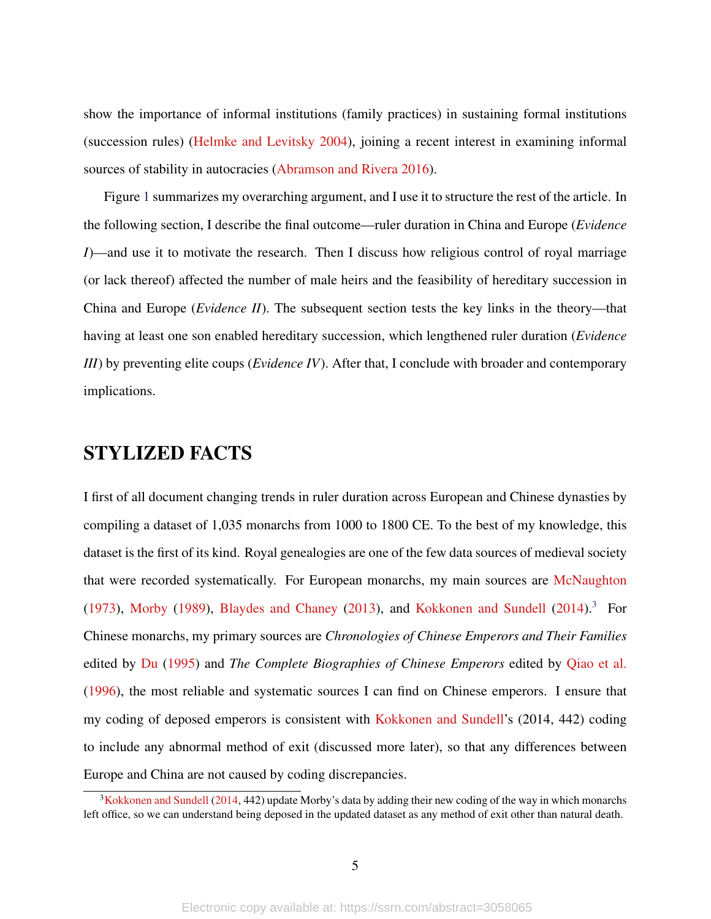show the importance of informal institutions (family practices) in sustaining formal institutions (succession rules) (Helmke and Levitsky 2004), joining a recent interest in examining informal sources of stability in autocracies (Abramson and Rivera 2016).

Figure 1 summarizes my overarching argument, and I use it to structure the rest of the article. In the following section, I describe the final outcome—ruler duration in China and Europe (*Evidence I*)—and use it to motivate the research. Then I discuss how religious control of royal marriage (or lack thereof) affected the number of male heirs and the feasibility of hereditary succession in China and Europe (*Evidence II*). The subsequent section tests the key links in the theory—that having at least one son enabled hereditary succession, which lengthened ruler duration (*Evidence III*) by preventing elite coups (*Evidence IV*). After that, I conclude with broader and contemporary implications.

## STYLIZED FACTS

I first of all document changing trends in ruler duration across European and Chinese dynasties by compiling a dataset of 1,035 monarchs from 1000 to 1800 CE. To the best of my knowledge, this dataset is the first of its kind. Royal genealogies are one of the few data sources of medieval society that were recorded systematically. For European monarchs, my main sources are McNaughton (1973), Morby (1989), Blaydes and Chaney (2013), and Kokkonen and Sundell (2014).[3] For Chinese monarchs, my primary sources are *Chronologies of Chinese Emperors and Their Families* edited by Du (1995) and *The Complete Biographies of Chinese Emperors* edited by Qiao et al. (1996), the most reliable and systematic sources I can find on Chinese emperors. I ensure that my coding of deposed emperors is consistent with Kokkonen and Sundell's (2014, 442) coding to include any abnormal method of exit (discussed more later), so that any differences between Europe and China are not caused by coding discrepancies.

[3] Kokkonen and Sundell (2014, 442) update Morby's data by adding their new coding of the way in which monarchs left office, so we can understand being deposed in the updated dataset as any method of exit other than natural death.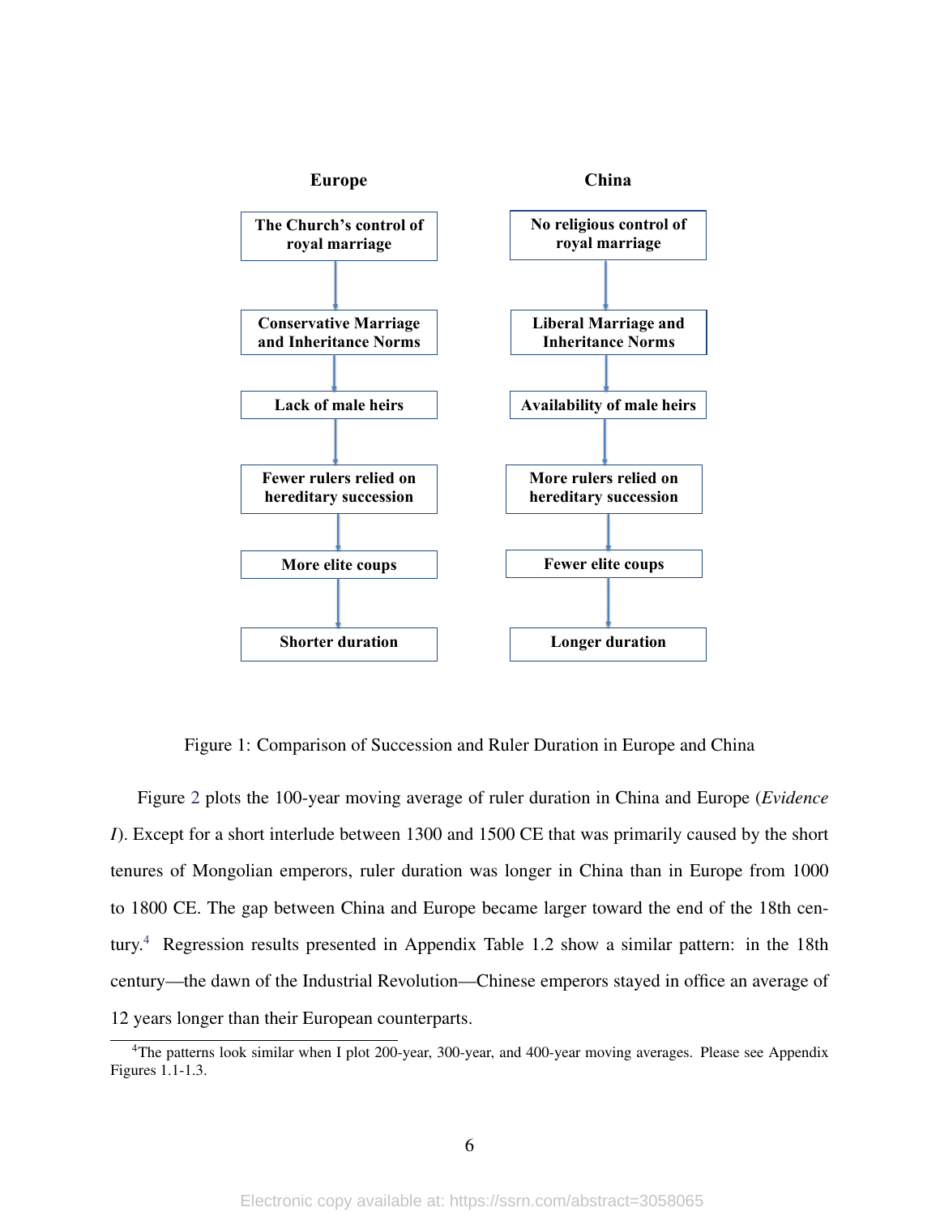| Europe | China |
| --- | --- |
| The Church's control of royal marriage | No religious control of royal marriage |
| ↓ | ↓ |
| Conservative Marriage and Inheritance Norms | Liberal Marriage and Inheritance Norms |
| ↓ | ↓ |
| Lack of male heirs | Availability of male heirs |
| ↓ | ↓ |
| Fewer rulers relied on hereditary succession | More rulers relied on hereditary succession |
| ↓ | ↓ |
| More elite coups | Fewer elite coups |
| ↓ | ↓ |
| Shorter duration | Longer duration |

Figure 1: Comparison of Succession and Ruler Duration in Europe and China

Figure 2 plots the 100-year moving average of ruler duration in China and Europe (*Evidence I*). Except for a short interlude between 1300 and 1500 CE that was primarily caused by the short tenures of Mongolian emperors, ruler duration was longer in China than in Europe from 1000 to 1800 CE. The gap between China and Europe became larger toward the end of the 18th century.[4] Regression results presented in Appendix Table 1.2 show a similar pattern: in the 18th century—the dawn of the Industrial Revolution—Chinese emperors stayed in office an average of 12 years longer than their European counterparts.

[4]The patterns look similar when I plot 200-year, 300-year, and 400-year moving averages. Please see Appendix Figures 1.1-1.3.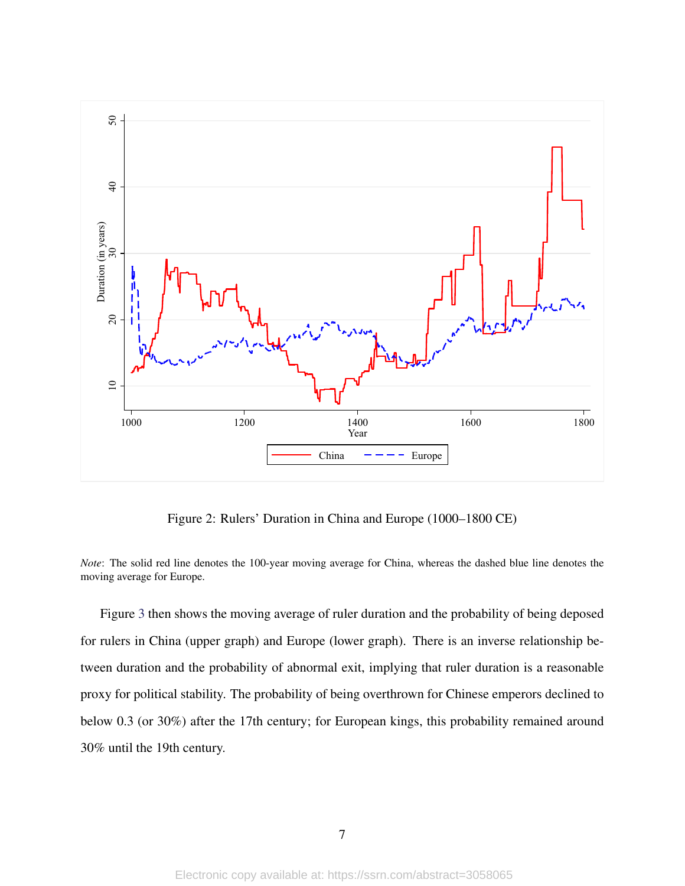Figure 2: Rulers' Duration in China and Europe (1000–1800 CE)

*Note*: The solid red line denotes the 100-year moving average for China, whereas the dashed blue line denotes the moving average for Europe.

Figure 3 then shows the moving average of ruler duration and the probability of being deposed for rulers in China (upper graph) and Europe (lower graph). There is an inverse relationship between duration and the probability of abnormal exit, implying that ruler duration is a reasonable proxy for political stability. The probability of being overthrown for Chinese emperors declined to below 0.3 (or 30%) after the 17th century; for European kings, this probability remained around 30% until the 19th century.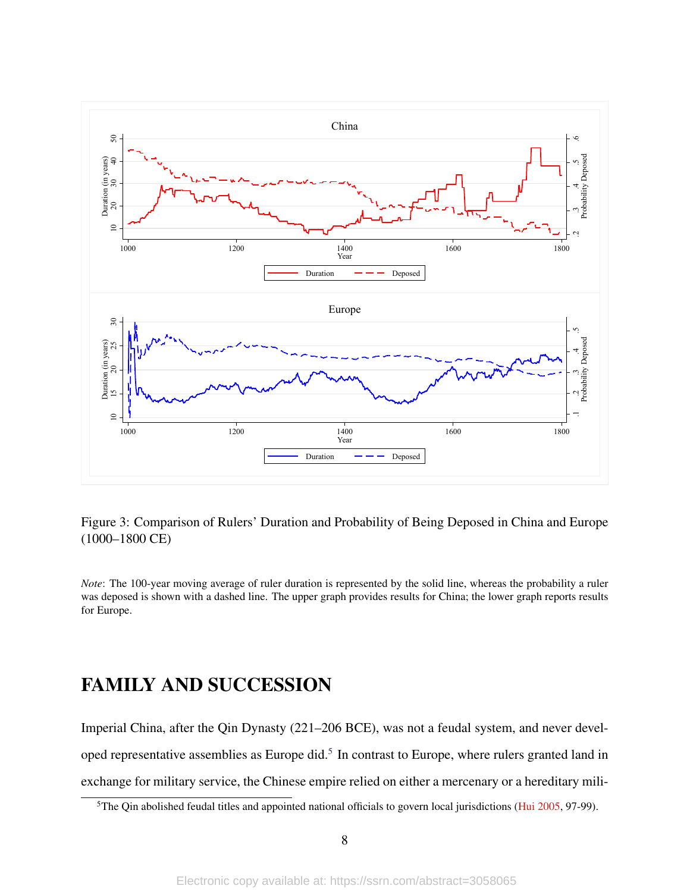Figure 3: Comparison of Rulers' Duration and Probability of Being Deposed in China and Europe (1000–1800 CE)

*Note*: The 100-year moving average of ruler duration is represented by the solid line, whereas the probability a ruler was deposed is shown with a dashed line. The upper graph provides results for China; the lower graph reports results for Europe.

# FAMILY AND SUCCESSION

Imperial China, after the Qin Dynasty (221–206 BCE), was not a feudal system, and never developed representative assemblies as Europe did.[5] In contrast to Europe, where rulers granted land in exchange for military service, the Chinese empire relied on either a mercenary or a hereditary mili-

[5]The Qin abolished feudal titles and appointed national officials to govern local jurisdictions (Hui 2005, 97-99).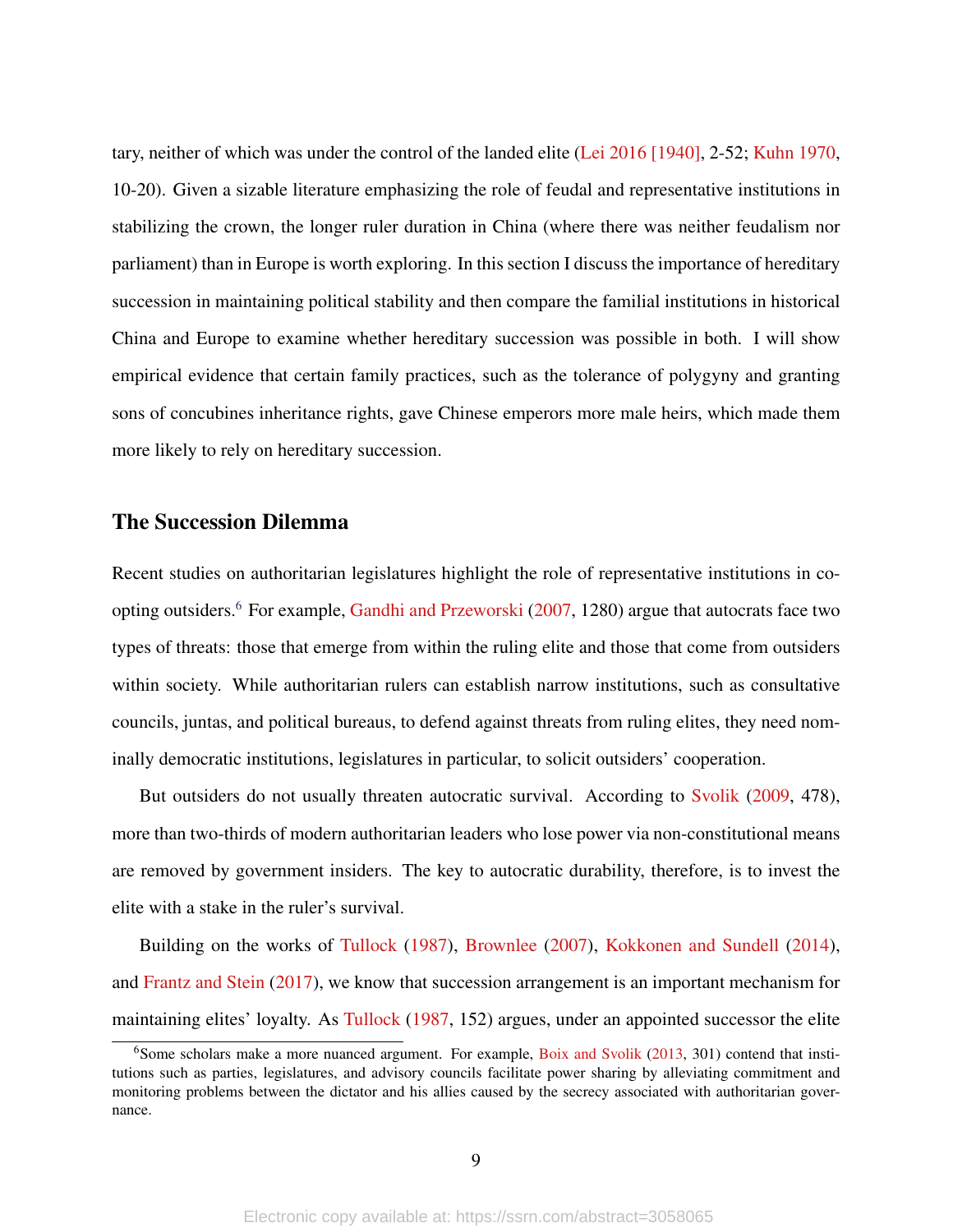tary, neither of which was under the control of the landed elite (Lei 2016 [1940], 2-52; Kuhn 1970, 10-20). Given a sizable literature emphasizing the role of feudal and representative institutions in stabilizing the crown, the longer ruler duration in China (where there was neither feudalism nor parliament) than in Europe is worth exploring. In this section I discuss the importance of hereditary succession in maintaining political stability and then compare the familial institutions in historical China and Europe to examine whether hereditary succession was possible in both. I will show empirical evidence that certain family practices, such as the tolerance of polygyny and granting sons of concubines inheritance rights, gave Chinese emperors more male heirs, which made them more likely to rely on hereditary succession.

## The Succession Dilemma

Recent studies on authoritarian legislatures highlight the role of representative institutions in co-opting outsiders.[6] For example, Gandhi and Przeworski (2007, 1280) argue that autocrats face two types of threats: those that emerge from within the ruling elite and those that come from outsiders within society. While authoritarian rulers can establish narrow institutions, such as consultative councils, juntas, and political bureaus, to defend against threats from ruling elites, they need nominally democratic institutions, legislatures in particular, to solicit outsiders' cooperation.

But outsiders do not usually threaten autocratic survival. According to Svolik (2009, 478), more than two-thirds of modern authoritarian leaders who lose power via non-constitutional means are removed by government insiders. The key to autocratic durability, therefore, is to invest the elite with a stake in the ruler's survival.

Building on the works of Tullock (1987), Brownlee (2007), Kokkonen and Sundell (2014), and Frantz and Stein (2017), we know that succession arrangement is an important mechanism for maintaining elites' loyalty. As Tullock (1987, 152) argues, under an appointed successor the elite

[6] Some scholars make a more nuanced argument. For example, Boix and Svolik (2013, 301) contend that institutions such as parties, legislatures, and advisory councils facilitate power sharing by alleviating commitment and monitoring problems between the dictator and his allies caused by the secrecy associated with authoritarian governance.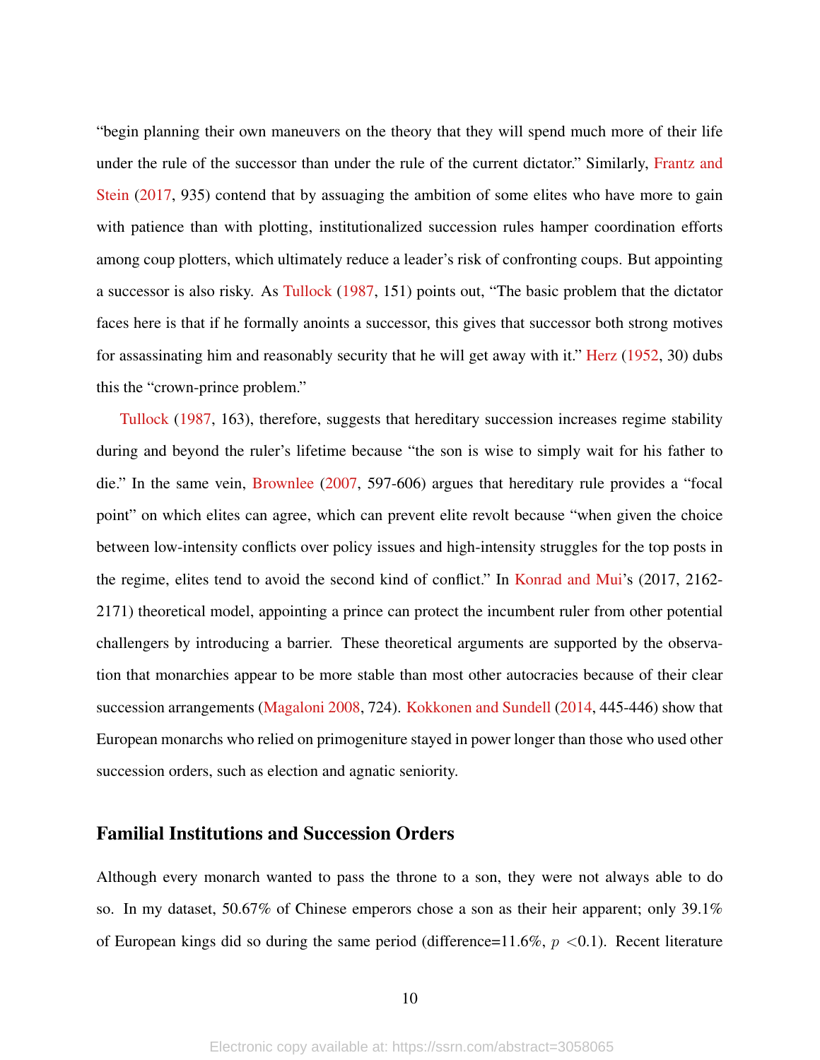"begin planning their own maneuvers on the theory that they will spend much more of their life under the rule of the successor than under the rule of the current dictator." Similarly, Frantz and Stein (2017, 935) contend that by assuaging the ambition of some elites who have more to gain with patience than with plotting, institutionalized succession rules hamper coordination efforts among coup plotters, which ultimately reduce a leader's risk of confronting coups. But appointing a successor is also risky. As Tullock (1987, 151) points out, "The basic problem that the dictator faces here is that if he formally anoints a successor, this gives that successor both strong motives for assassinating him and reasonably security that he will get away with it." Herz (1952, 30) dubs this the "crown-prince problem."

Tullock (1987, 163), therefore, suggests that hereditary succession increases regime stability during and beyond the ruler's lifetime because "the son is wise to simply wait for his father to die." In the same vein, Brownlee (2007, 597-606) argues that hereditary rule provides a "focal point" on which elites can agree, which can prevent elite revolt because "when given the choice between low-intensity conflicts over policy issues and high-intensity struggles for the top posts in the regime, elites tend to avoid the second kind of conflict." In Konrad and Mui's (2017, 2162-2171) theoretical model, appointing a prince can protect the incumbent ruler from other potential challengers by introducing a barrier. These theoretical arguments are supported by the observation that monarchies appear to be more stable than most other autocracies because of their clear succession arrangements (Magaloni 2008, 724). Kokkonen and Sundell (2014, 445-446) show that European monarchs who relied on primogeniture stayed in power longer than those who used other succession orders, such as election and agnatic seniority.

## Familial Institutions and Succession Orders

Although every monarch wanted to pass the throne to a son, they were not always able to do so. In my dataset, 50.67% of Chinese emperors chose a son as their heir apparent; only 39.1% of European kings did so during the same period (difference=11.6%, $p < 0.1$). Recent literature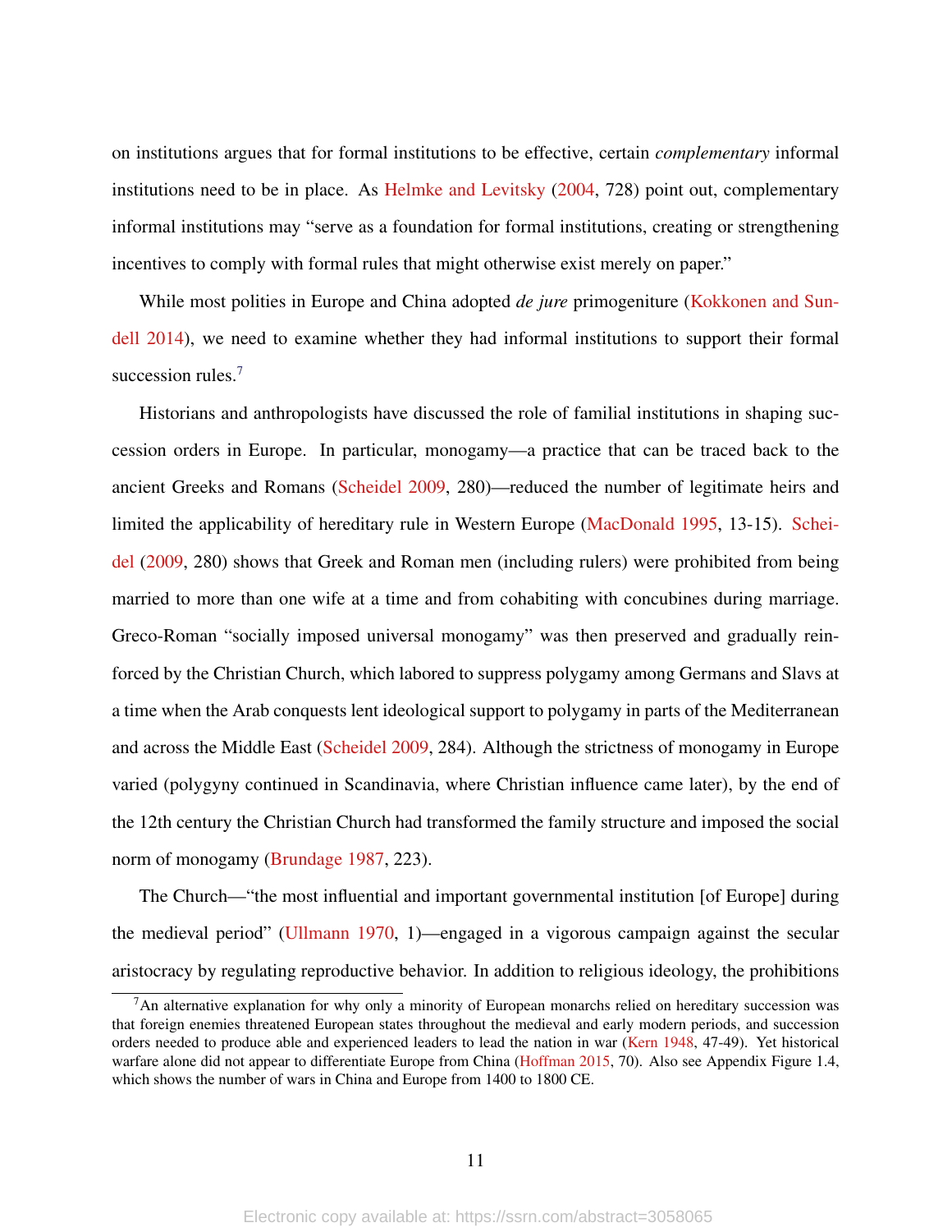on institutions argues that for formal institutions to be effective, certain *complementary* informal institutions need to be in place. As Helmke and Levitsky (2004, 728) point out, complementary informal institutions may "serve as a foundation for formal institutions, creating or strengthening incentives to comply with formal rules that might otherwise exist merely on paper."

While most polities in Europe and China adopted *de jure* primogeniture (Kokkonen and Sundell 2014), we need to examine whether they had informal institutions to support their formal succession rules.[7]

Historians and anthropologists have discussed the role of familial institutions in shaping succession orders in Europe. In particular, monogamy—a practice that can be traced back to the ancient Greeks and Romans (Scheidel 2009, 280)—reduced the number of legitimate heirs and limited the applicability of hereditary rule in Western Europe (MacDonald 1995, 13-15). Scheidel (2009, 280) shows that Greek and Roman men (including rulers) were prohibited from being married to more than one wife at a time and from cohabiting with concubines during marriage. Greco-Roman "socially imposed universal monogamy" was then preserved and gradually reinforced by the Christian Church, which labored to suppress polygamy among Germans and Slavs at a time when the Arab conquests lent ideological support to polygamy in parts of the Mediterranean and across the Middle East (Scheidel 2009, 284). Although the strictness of monogamy in Europe varied (polygyny continued in Scandinavia, where Christian influence came later), by the end of the 12th century the Christian Church had transformed the family structure and imposed the social norm of monogamy (Brundage 1987, 223).

The Church—"the most influential and important governmental institution [of Europe] during the medieval period" (Ullmann 1970, 1)—engaged in a vigorous campaign against the secular aristocracy by regulating reproductive behavior. In addition to religious ideology, the prohibitions

[7] An alternative explanation for why only a minority of European monarchs relied on hereditary succession was that foreign enemies threatened European states throughout the medieval and early modern periods, and succession orders needed to produce able and experienced leaders to lead the nation in war (Kern 1948, 47-49). Yet historical warfare alone did not appear to differentiate Europe from China (Hoffman 2015, 70). Also see Appendix Figure 1.4, which shows the number of wars in China and Europe from 1400 to 1800 CE.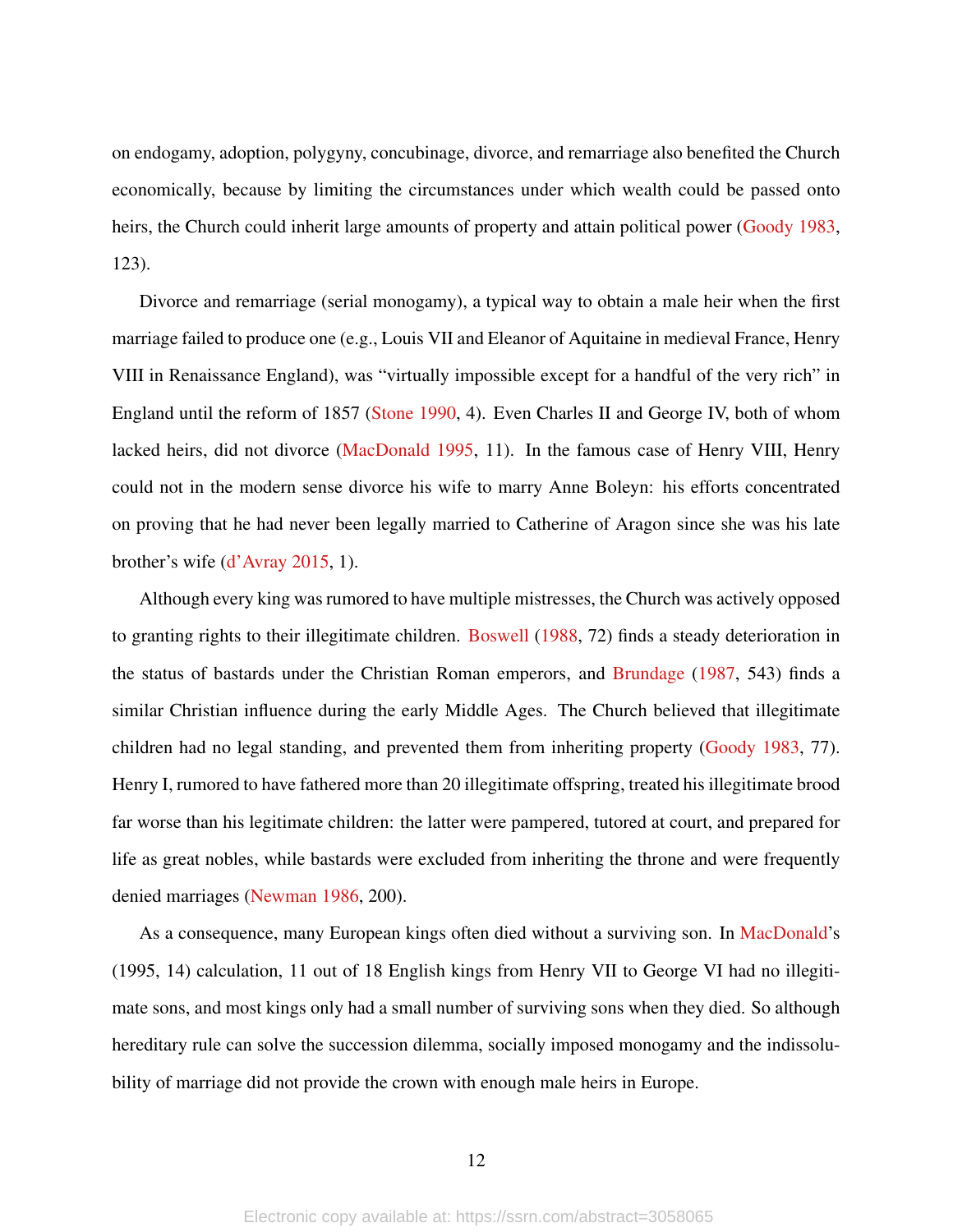on endogamy, adoption, polygyny, concubinage, divorce, and remarriage also benefited the Church economically, because by limiting the circumstances under which wealth could be passed onto heirs, the Church could inherit large amounts of property and attain political power (Goody 1983, 123).

Divorce and remarriage (serial monogamy), a typical way to obtain a male heir when the first marriage failed to produce one (e.g., Louis VII and Eleanor of Aquitaine in medieval France, Henry VIII in Renaissance England), was "virtually impossible except for a handful of the very rich" in England until the reform of 1857 (Stone 1990, 4). Even Charles II and George IV, both of whom lacked heirs, did not divorce (MacDonald 1995, 11). In the famous case of Henry VIII, Henry could not in the modern sense divorce his wife to marry Anne Boleyn: his efforts concentrated on proving that he had never been legally married to Catherine of Aragon since she was his late brother's wife (d'Avray 2015, 1).

Although every king was rumored to have multiple mistresses, the Church was actively opposed to granting rights to their illegitimate children. Boswell (1988, 72) finds a steady deterioration in the status of bastards under the Christian Roman emperors, and Brundage (1987, 543) finds a similar Christian influence during the early Middle Ages. The Church believed that illegitimate children had no legal standing, and prevented them from inheriting property (Goody 1983, 77). Henry I, rumored to have fathered more than 20 illegitimate offspring, treated his illegitimate brood far worse than his legitimate children: the latter were pampered, tutored at court, and prepared for life as great nobles, while bastards were excluded from inheriting the throne and were frequently denied marriages (Newman 1986, 200).

As a consequence, many European kings often died without a surviving son. In MacDonald's (1995, 14) calculation, 11 out of 18 English kings from Henry VII to George VI had no illegitimate sons, and most kings only had a small number of surviving sons when they died. So although hereditary rule can solve the succession dilemma, socially imposed monogamy and the indissolubility of marriage did not provide the crown with enough male heirs in Europe.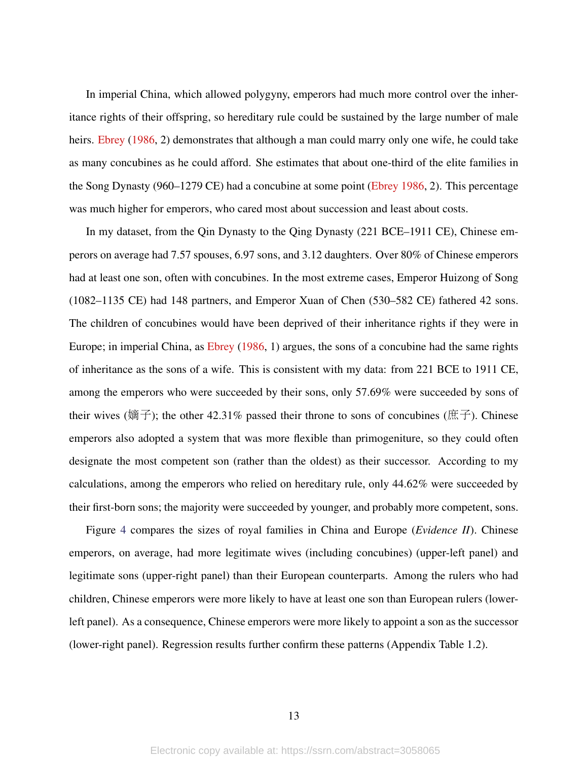In imperial China, which allowed polygyny, emperors had much more control over the inheritance rights of their offspring, so hereditary rule could be sustained by the large number of male heirs. Ebrey (1986, 2) demonstrates that although a man could marry only one wife, he could take as many concubines as he could afford. She estimates that about one-third of the elite families in the Song Dynasty (960–1279 CE) had a concubine at some point (Ebrey 1986, 2). This percentage was much higher for emperors, who cared most about succession and least about costs.

In my dataset, from the Qin Dynasty to the Qing Dynasty (221 BCE–1911 CE), Chinese emperors on average had 7.57 spouses, 6.97 sons, and 3.12 daughters. Over 80% of Chinese emperors had at least one son, often with concubines. In the most extreme cases, Emperor Huizong of Song (1082–1135 CE) had 148 partners, and Emperor Xuan of Chen (530–582 CE) fathered 42 sons. The children of concubines would have been deprived of their inheritance rights if they were in Europe; in imperial China, as Ebrey (1986, 1) argues, the sons of a concubine had the same rights of inheritance as the sons of a wife. This is consistent with my data: from 221 BCE to 1911 CE, among the emperors who were succeeded by their sons, only 57.69% were succeeded by sons of their wives (嫡子); the other 42.31% passed their throne to sons of concubines (庶子). Chinese emperors also adopted a system that was more flexible than primogeniture, so they could often designate the most competent son (rather than the oldest) as their successor. According to my calculations, among the emperors who relied on hereditary rule, only 44.62% were succeeded by their first-born sons; the majority were succeeded by younger, and probably more competent, sons.

Figure 4 compares the sizes of royal families in China and Europe (*Evidence II*). Chinese emperors, on average, had more legitimate wives (including concubines) (upper-left panel) and legitimate sons (upper-right panel) than their European counterparts. Among the rulers who had children, Chinese emperors were more likely to have at least one son than European rulers (lower-left panel). As a consequence, Chinese emperors were more likely to appoint a son as the successor (lower-right panel). Regression results further confirm these patterns (Appendix Table 1.2).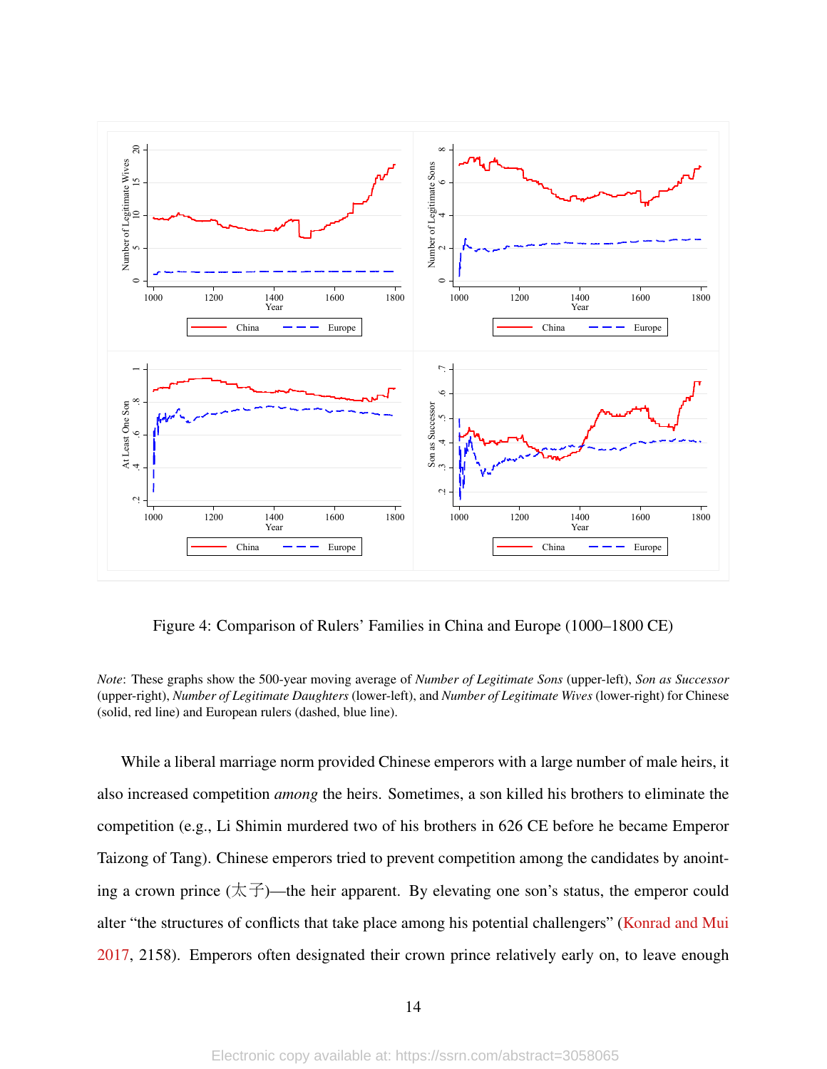Figure 4: Comparison of Rulers' Families in China and Europe (1000–1800 CE)

*Note*: These graphs show the 500-year moving average of *Number of Legitimate Sons* (upper-left), *Son as Successor* (upper-right), *Number of Legitimate Daughters* (lower-left), and *Number of Legitimate Wives* (lower-right) for Chinese (solid, red line) and European rulers (dashed, blue line).

While a liberal marriage norm provided Chinese emperors with a large number of male heirs, it also increased competition *among* the heirs. Sometimes, a son killed his brothers to eliminate the competition (e.g., Li Shimin murdered two of his brothers in 626 CE before he became Emperor Taizong of Tang). Chinese emperors tried to prevent competition among the candidates by anointing a crown prince (太子)—the heir apparent. By elevating one son's status, the emperor could alter "the structures of conflicts that take place among his potential challengers" (Konrad and Mui 2017, 2158). Emperors often designated their crown prince relatively early on, to leave enough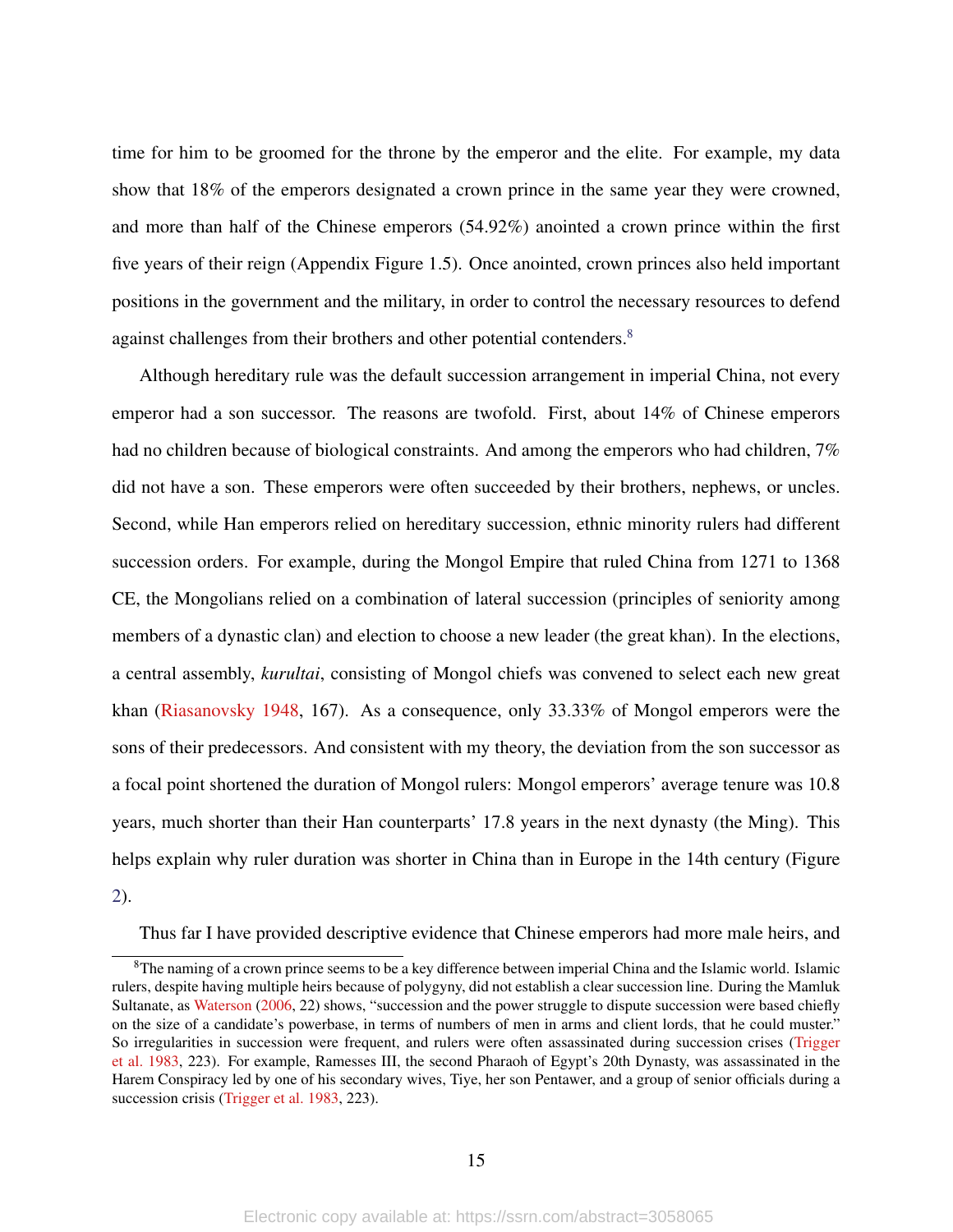time for him to be groomed for the throne by the emperor and the elite. For example, my data show that 18% of the emperors designated a crown prince in the same year they were crowned, and more than half of the Chinese emperors (54.92%) anointed a crown prince within the first five years of their reign (Appendix Figure 1.5). Once anointed, crown princes also held important positions in the government and the military, in order to control the necessary resources to defend against challenges from their brothers and other potential contenders.[8]

Although hereditary rule was the default succession arrangement in imperial China, not every emperor had a son successor. The reasons are twofold. First, about 14% of Chinese emperors had no children because of biological constraints. And among the emperors who had children, 7% did not have a son. These emperors were often succeeded by their brothers, nephews, or uncles. Second, while Han emperors relied on hereditary succession, ethnic minority rulers had different succession orders. For example, during the Mongol Empire that ruled China from 1271 to 1368 CE, the Mongolians relied on a combination of lateral succession (principles of seniority among members of a dynastic clan) and election to choose a new leader (the great khan). In the elections, a central assembly, *kurultai*, consisting of Mongol chiefs was convened to select each new great khan (Riasanovsky 1948, 167). As a consequence, only 33.33% of Mongol emperors were the sons of their predecessors. And consistent with my theory, the deviation from the son successor as a focal point shortened the duration of Mongol rulers: Mongol emperors' average tenure was 10.8 years, much shorter than their Han counterparts' 17.8 years in the next dynasty (the Ming). This helps explain why ruler duration was shorter in China than in Europe in the 14th century (Figure 2).

Thus far I have provided descriptive evidence that Chinese emperors had more male heirs, and

---

[8] The naming of a crown prince seems to be a key difference between imperial China and the Islamic world. Islamic rulers, despite having multiple heirs because of polygyny, did not establish a clear succession line. During the Mamluk Sultanate, as Waterson (2006, 22) shows, "succession and the power struggle to dispute succession were based chiefly on the size of a candidate's powerbase, in terms of numbers of men in arms and client lords, that he could muster." So irregularities in succession were frequent, and rulers were often assassinated during succession crises (Trigger et al. 1983, 223). For example, Ramesses III, the second Pharaoh of Egypt's 20th Dynasty, was assassinated in the Harem Conspiracy led by one of his secondary wives, Tiye, her son Pentawer, and a group of senior officials during a succession crisis (Trigger et al. 1983, 223).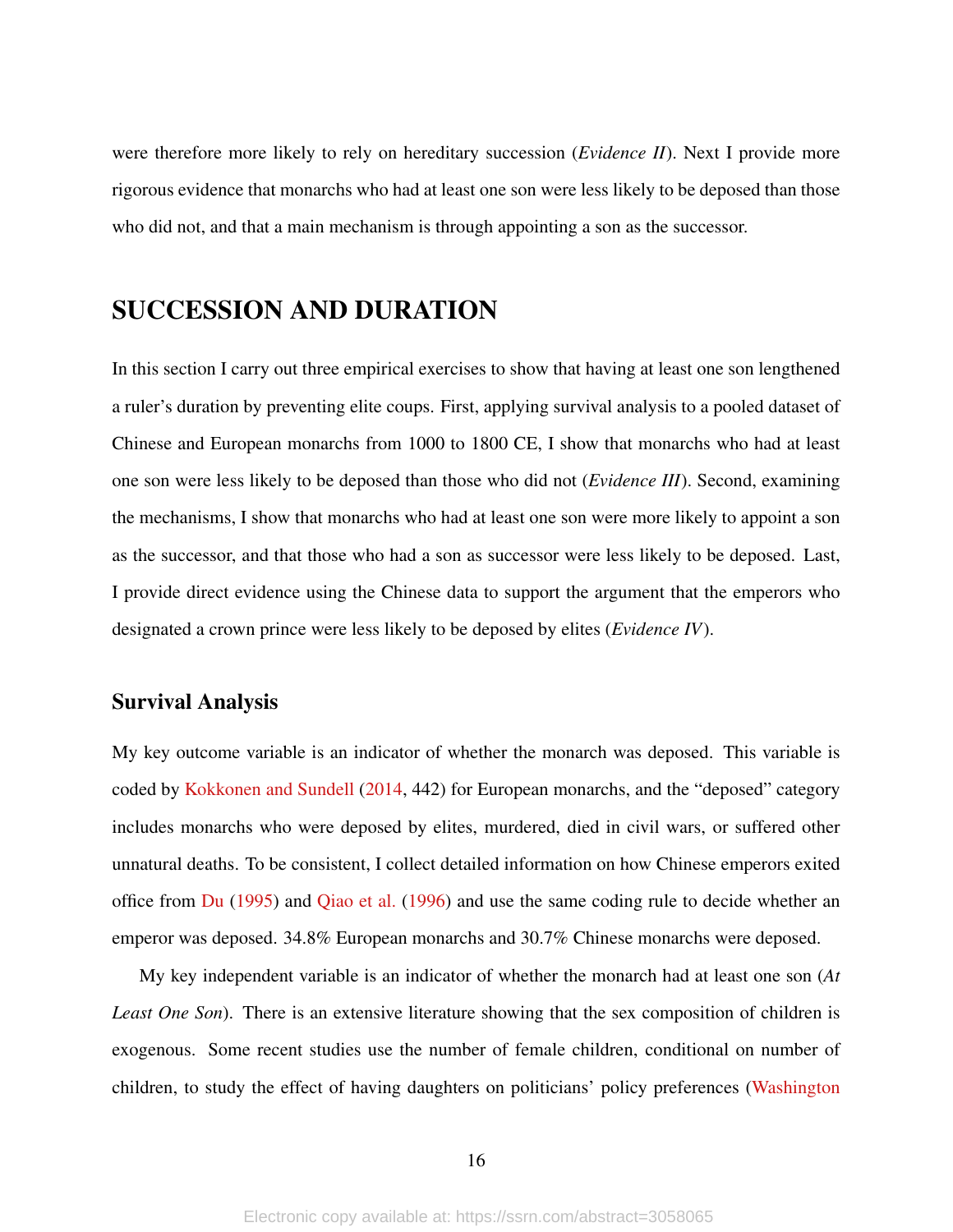were therefore more likely to rely on hereditary succession (*Evidence II*). Next I provide more rigorous evidence that monarchs who had at least one son were less likely to be deposed than those who did not, and that a main mechanism is through appointing a son as the successor.

# SUCCESSION AND DURATION

In this section I carry out three empirical exercises to show that having at least one son lengthened a ruler's duration by preventing elite coups. First, applying survival analysis to a pooled dataset of Chinese and European monarchs from 1000 to 1800 CE, I show that monarchs who had at least one son were less likely to be deposed than those who did not (*Evidence III*). Second, examining the mechanisms, I show that monarchs who had at least one son were more likely to appoint a son as the successor, and that those who had a son as successor were less likely to be deposed. Last, I provide direct evidence using the Chinese data to support the argument that the emperors who designated a crown prince were less likely to be deposed by elites (*Evidence IV*).

## Survival Analysis

My key outcome variable is an indicator of whether the monarch was deposed. This variable is coded by Kokkonen and Sundell (2014, 442) for European monarchs, and the "deposed" category includes monarchs who were deposed by elites, murdered, died in civil wars, or suffered other unnatural deaths. To be consistent, I collect detailed information on how Chinese emperors exited office from Du (1995) and Qiao et al. (1996) and use the same coding rule to decide whether an emperor was deposed. 34.8% European monarchs and 30.7% Chinese monarchs were deposed.

My key independent variable is an indicator of whether the monarch had at least one son (*At Least One Son*). There is an extensive literature showing that the sex composition of children is exogenous. Some recent studies use the number of female children, conditional on number of children, to study the effect of having daughters on politicians' policy preferences (Washington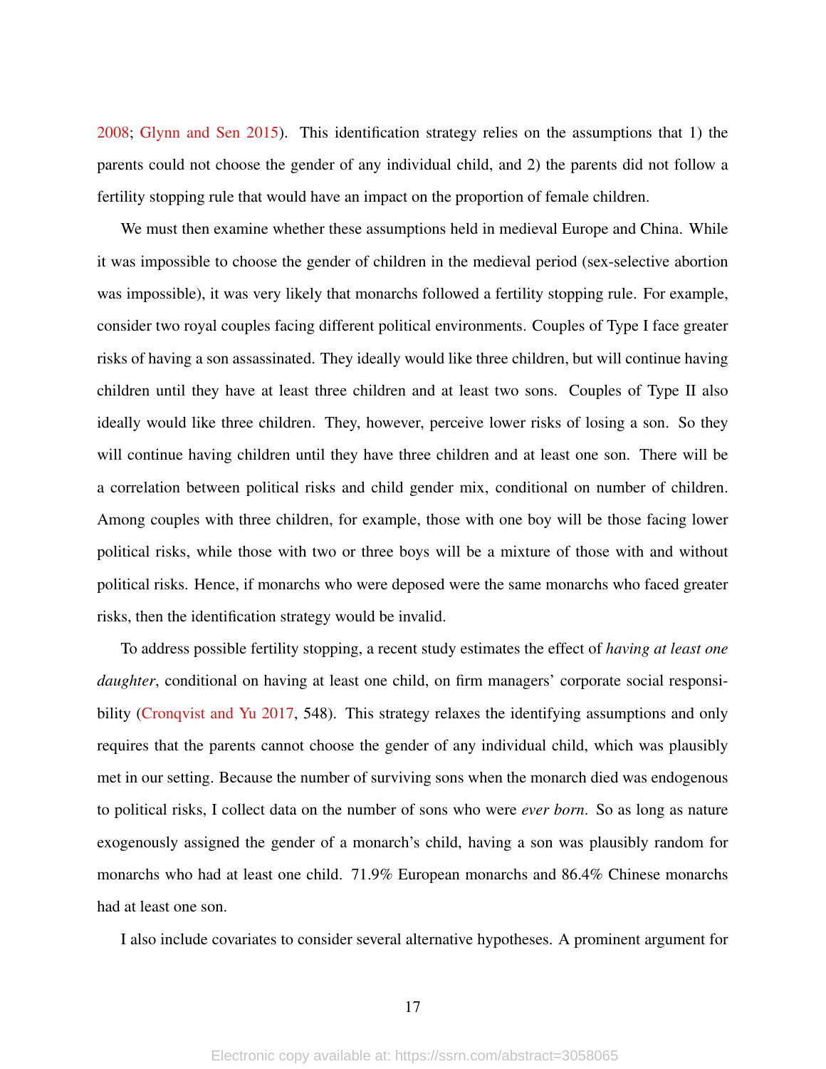2008; Glynn and Sen 2015). This identification strategy relies on the assumptions that 1) the parents could not choose the gender of any individual child, and 2) the parents did not follow a fertility stopping rule that would have an impact on the proportion of female children.

We must then examine whether these assumptions held in medieval Europe and China. While it was impossible to choose the gender of children in the medieval period (sex-selective abortion was impossible), it was very likely that monarchs followed a fertility stopping rule. For example, consider two royal couples facing different political environments. Couples of Type I face greater risks of having a son assassinated. They ideally would like three children, but will continue having children until they have at least three children and at least two sons. Couples of Type II also ideally would like three children. They, however, perceive lower risks of losing a son. So they will continue having children until they have three children and at least one son. There will be a correlation between political risks and child gender mix, conditional on number of children. Among couples with three children, for example, those with one boy will be those facing lower political risks, while those with two or three boys will be a mixture of those with and without political risks. Hence, if monarchs who were deposed were the same monarchs who faced greater risks, then the identification strategy would be invalid.

To address possible fertility stopping, a recent study estimates the effect of *having at least one daughter*, conditional on having at least one child, on firm managers' corporate social responsibility (Cronqvist and Yu 2017, 548). This strategy relaxes the identifying assumptions and only requires that the parents cannot choose the gender of any individual child, which was plausibly met in our setting. Because the number of surviving sons when the monarch died was endogenous to political risks, I collect data on the number of sons who were *ever born*. So as long as nature exogenously assigned the gender of a monarch's child, having a son was plausibly random for monarchs who had at least one child. 71.9% European monarchs and 86.4% Chinese monarchs had at least one son.

I also include covariates to consider several alternative hypotheses. A prominent argument for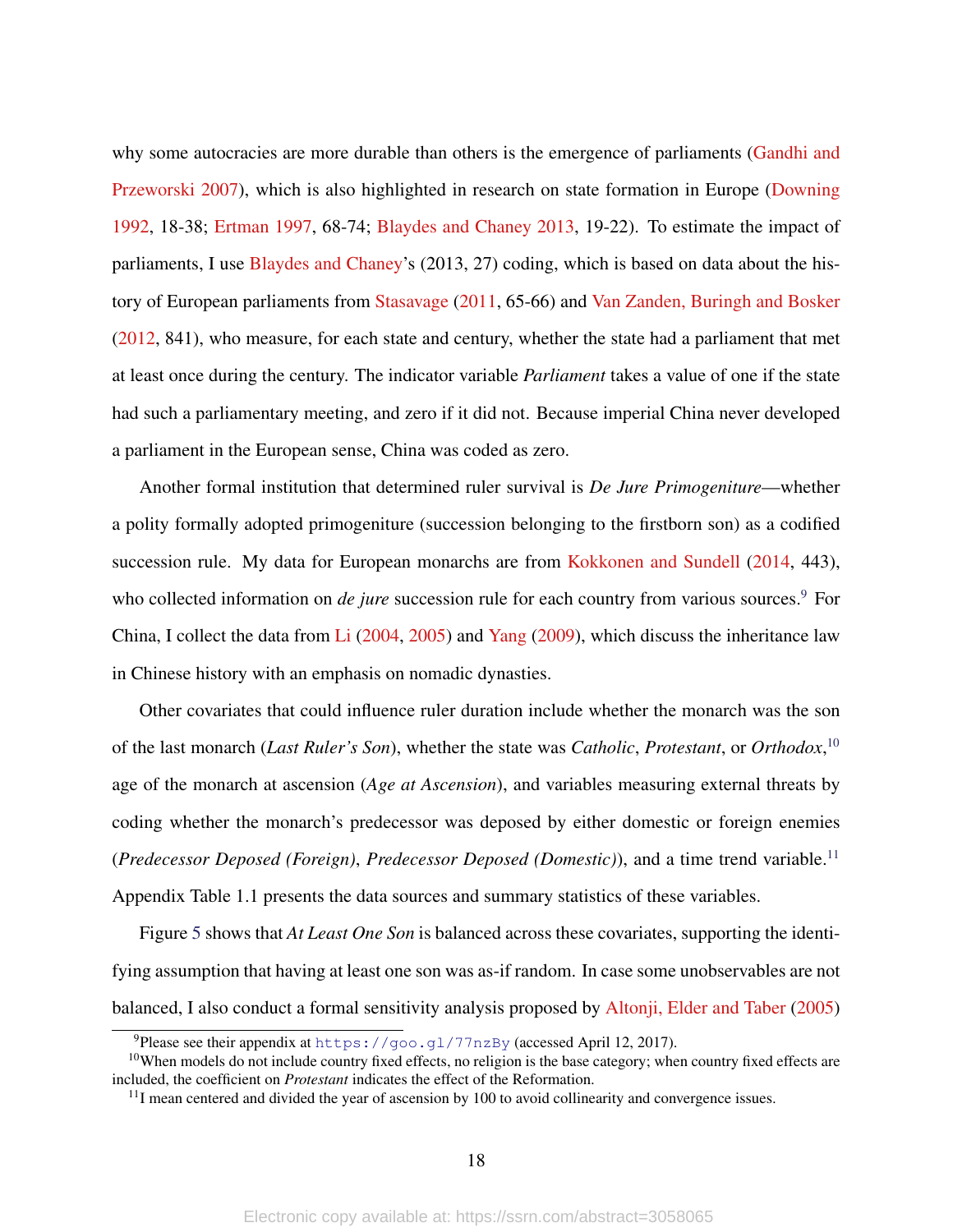why some autocracies are more durable than others is the emergence of parliaments (Gandhi and Przeworski 2007), which is also highlighted in research on state formation in Europe (Downing 1992, 18-38; Ertman 1997, 68-74; Blaydes and Chaney 2013, 19-22). To estimate the impact of parliaments, I use Blaydes and Chaney's (2013, 27) coding, which is based on data about the history of European parliaments from Stasavage (2011, 65-66) and Van Zanden, Buringh and Bosker (2012, 841), who measure, for each state and century, whether the state had a parliament that met at least once during the century. The indicator variable *Parliament* takes a value of one if the state had such a parliamentary meeting, and zero if it did not. Because imperial China never developed a parliament in the European sense, China was coded as zero.

Another formal institution that determined ruler survival is *De Jure Primogeniture*—whether a polity formally adopted primogeniture (succession belonging to the firstborn son) as a codified succession rule. My data for European monarchs are from Kokkonen and Sundell (2014, 443), who collected information on *de jure* succession rule for each country from various sources.[9] For China, I collect the data from Li (2004, 2005) and Yang (2009), which discuss the inheritance law in Chinese history with an emphasis on nomadic dynasties.

Other covariates that could influence ruler duration include whether the monarch was the son of the last monarch (*Last Ruler's Son*), whether the state was *Catholic*, *Protestant*, or *Orthodox*,[10] age of the monarch at ascension (*Age at Ascension*), and variables measuring external threats by coding whether the monarch's predecessor was deposed by either domestic or foreign enemies (*Predecessor Deposed (Foreign)*, *Predecessor Deposed (Domestic)*), and a time trend variable.[11] Appendix Table 1.1 presents the data sources and summary statistics of these variables.

Figure 5 shows that *At Least One Son* is balanced across these covariates, supporting the identifying assumption that having at least one son was as-if random. In case some unobservables are not balanced, I also conduct a formal sensitivity analysis proposed by Altonji, Elder and Taber (2005)

---

[9] Please see their appendix at https://goo.gl/77nzBy (accessed April 12, 2017).

[10] When models do not include country fixed effects, no religion is the base category; when country fixed effects are included, the coefficient on *Protestant* indicates the effect of the Reformation.

[11] I mean centered and divided the year of ascension by 100 to avoid collinearity and convergence issues.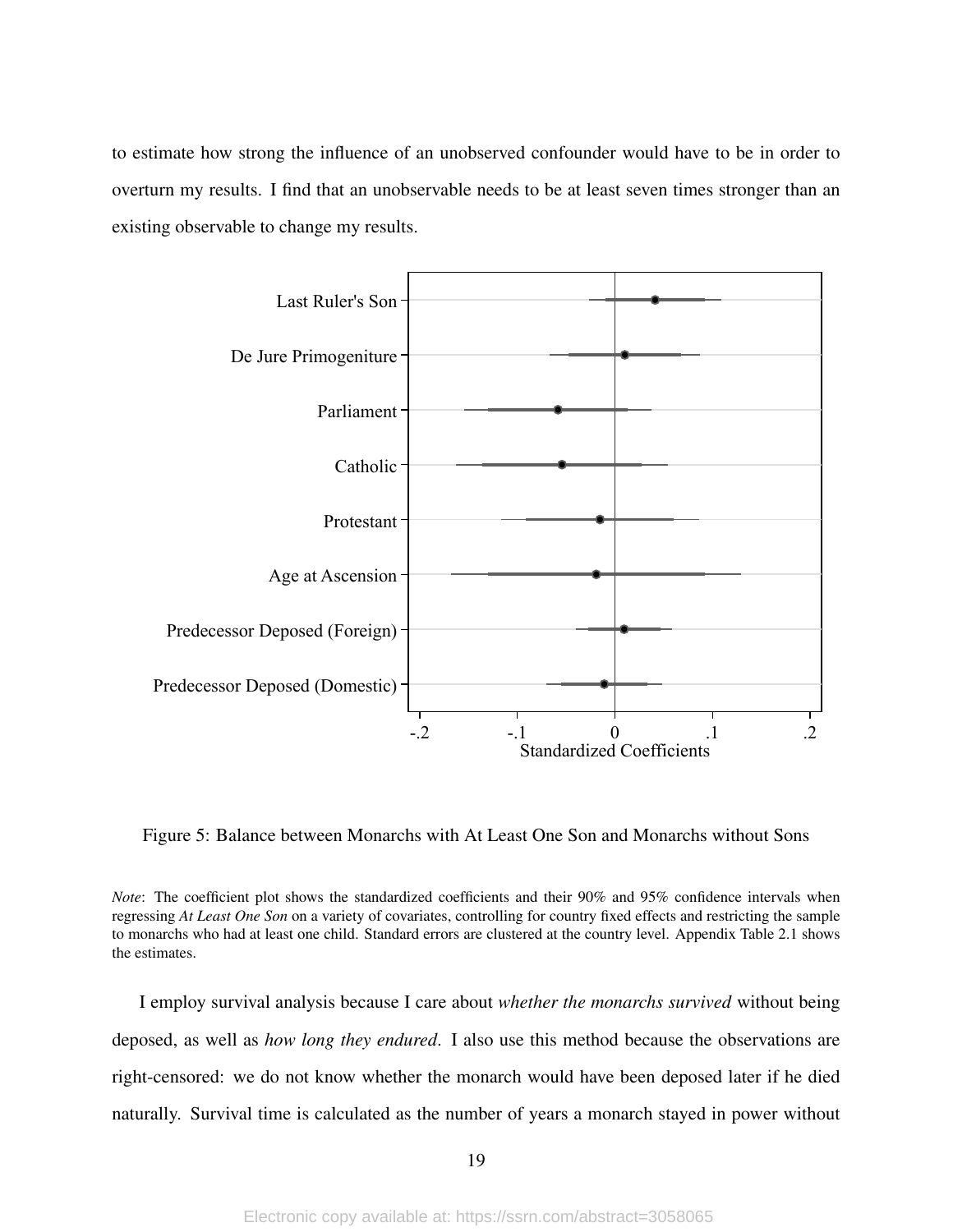to estimate how strong the influence of an unobserved confounder would have to be in order to overturn my results. I find that an unobservable needs to be at least seven times stronger than an existing observable to change my results.

Figure 5: Balance between Monarchs with At Least One Son and Monarchs without Sons

*Note*: The coefficient plot shows the standardized coefficients and their 90% and 95% confidence intervals when regressing *At Least One Son* on a variety of covariates, controlling for country fixed effects and restricting the sample to monarchs who had at least one child. Standard errors are clustered at the country level. Appendix Table 2.1 shows the estimates.

I employ survival analysis because I care about *whether the monarchs survived* without being deposed, as well as *how long they endured*. I also use this method because the observations are right-censored: we do not know whether the monarch would have been deposed later if he died naturally. Survival time is calculated as the number of years a monarch stayed in power without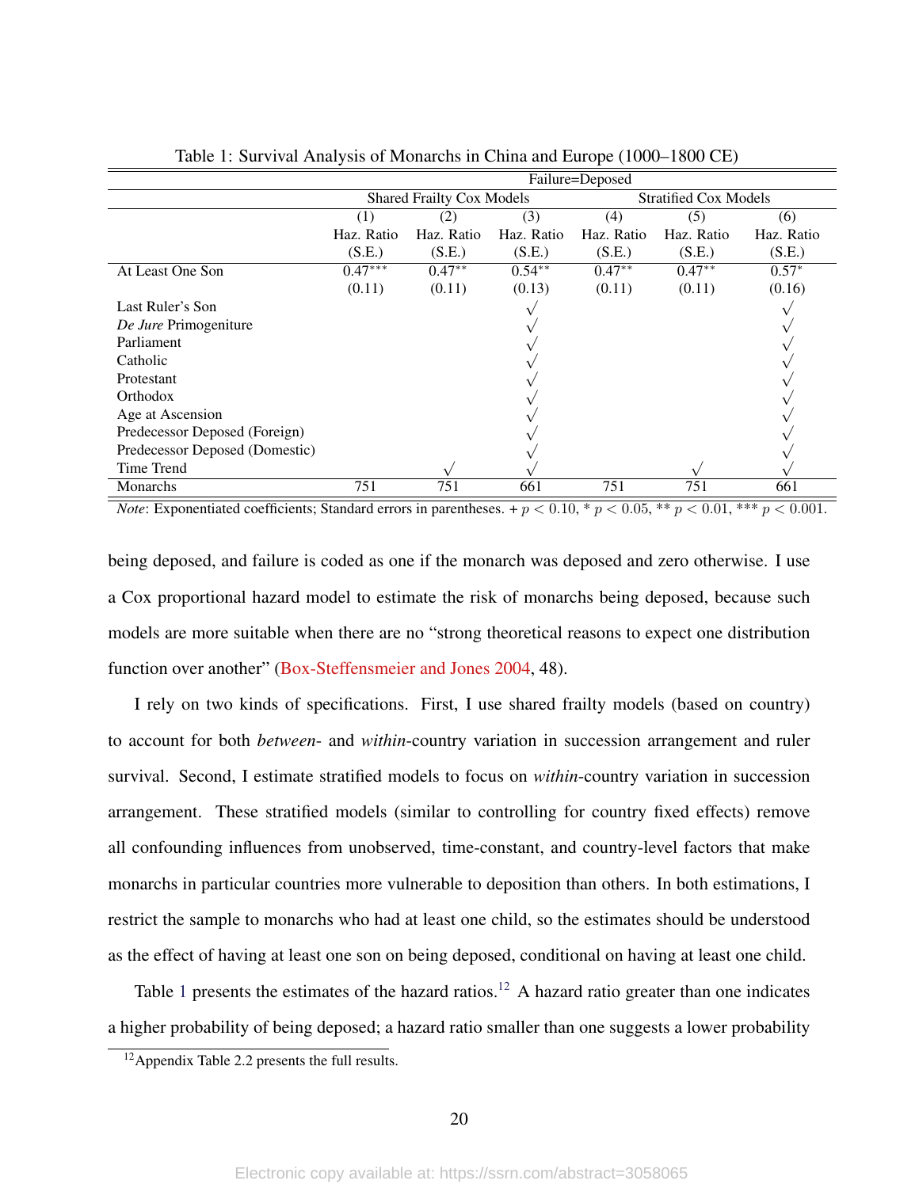Table 1: Survival Analysis of Monarchs in China and Europe (1000–1800 CE)

| | Failure=Deposed | | | | | |
|---|---|---|---|---|---|---|
| | Shared Frailty Cox Models | | | Stratified Cox Models | | |
| | (1) | (2) | (3) | (4) | (5) | (6) |
| | Haz. Ratio | Haz. Ratio | Haz. Ratio | Haz. Ratio | Haz. Ratio | Haz. Ratio |
| | (S.E.) | (S.E.) | (S.E.) | (S.E.) | (S.E.) | (S.E.) |
| At Least One Son | 0.47*** | 0.47** | 0.54** | 0.47** | 0.47** | 0.57* |
| | (0.11) | (0.11) | (0.13) | (0.11) | (0.11) | (0.16) |
| Last Ruler's Son | | | √ | | | √ |
| *De Jure* Primogeniture | | | √ | | | √ |
| Parliament | | | √ | | | √ |
| Catholic | | | √ | | | √ |
| Protestant | | | √ | | | √ |
| Orthodox | | | √ | | | √ |
| Age at Ascension | | | √ | | | √ |
| Predecessor Deposed (Foreign) | | | √ | | | √ |
| Predecessor Deposed (Domestic) | | | √ | | | √ |
| Time Trend | | √ | √ | | √ | √ |
| Monarchs | 751 | 751 | 661 | 751 | 751 | 661 |

*Note*: Exponentiated coefficients; Standard errors in parentheses. + $p < 0.10$, * $p < 0.05$, ** $p < 0.01$, *** $p < 0.001$.

being deposed, and failure is coded as one if the monarch was deposed and zero otherwise. I use a Cox proportional hazard model to estimate the risk of monarchs being deposed, because such models are more suitable when there are no "strong theoretical reasons to expect one distribution function over another" (Box-Steffensmeier and Jones 2004, 48).

I rely on two kinds of specifications. First, I use shared frailty models (based on country) to account for both *between*- and *within*-country variation in succession arrangement and ruler survival. Second, I estimate stratified models to focus on *within*-country variation in succession arrangement. These stratified models (similar to controlling for country fixed effects) remove all confounding influences from unobserved, time-constant, and country-level factors that make monarchs in particular countries more vulnerable to deposition than others. In both estimations, I restrict the sample to monarchs who had at least one child, so the estimates should be understood as the effect of having at least one son on being deposed, conditional on having at least one child.

Table 1 presents the estimates of the hazard ratios.[12] A hazard ratio greater than one indicates a higher probability of being deposed; a hazard ratio smaller than one suggests a lower probability

[12] Appendix Table 2.2 presents the full results.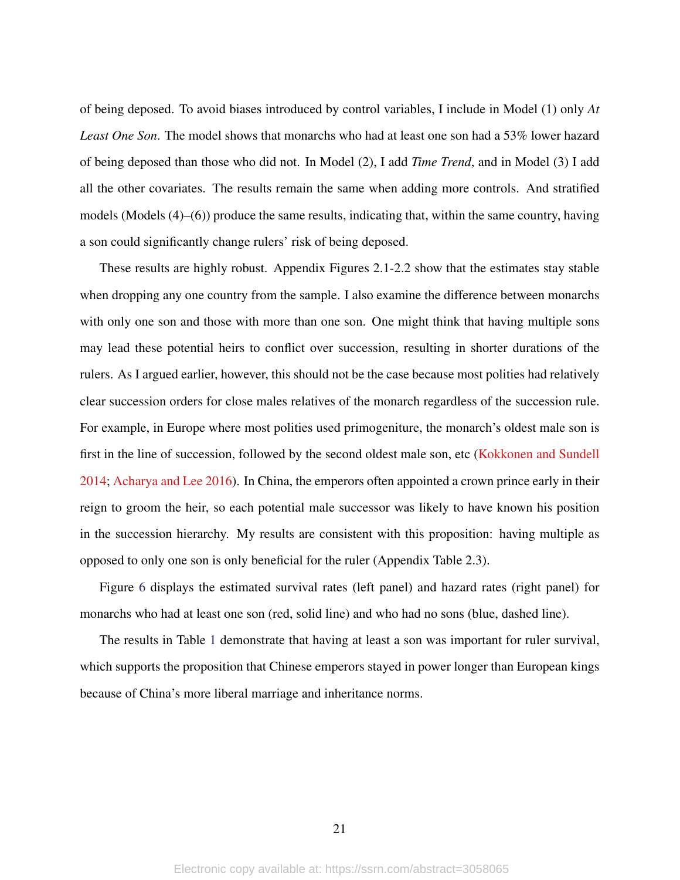of being deposed. To avoid biases introduced by control variables, I include in Model (1) only *At Least One Son*. The model shows that monarchs who had at least one son had a 53% lower hazard of being deposed than those who did not. In Model (2), I add *Time Trend*, and in Model (3) I add all the other covariates. The results remain the same when adding more controls. And stratified models (Models (4)–(6)) produce the same results, indicating that, within the same country, having a son could significantly change rulers' risk of being deposed.

These results are highly robust. Appendix Figures 2.1-2.2 show that the estimates stay stable when dropping any one country from the sample. I also examine the difference between monarchs with only one son and those with more than one son. One might think that having multiple sons may lead these potential heirs to conflict over succession, resulting in shorter durations of the rulers. As I argued earlier, however, this should not be the case because most polities had relatively clear succession orders for close males relatives of the monarch regardless of the succession rule. For example, in Europe where most polities used primogeniture, the monarch's oldest male son is first in the line of succession, followed by the second oldest male son, etc (Kokkonen and Sundell 2014; Acharya and Lee 2016). In China, the emperors often appointed a crown prince early in their reign to groom the heir, so each potential male successor was likely to have known his position in the succession hierarchy. My results are consistent with this proposition: having multiple as opposed to only one son is only beneficial for the ruler (Appendix Table 2.3).

Figure 6 displays the estimated survival rates (left panel) and hazard rates (right panel) for monarchs who had at least one son (red, solid line) and who had no sons (blue, dashed line).

The results in Table 1 demonstrate that having at least a son was important for ruler survival, which supports the proposition that Chinese emperors stayed in power longer than European kings because of China's more liberal marriage and inheritance norms.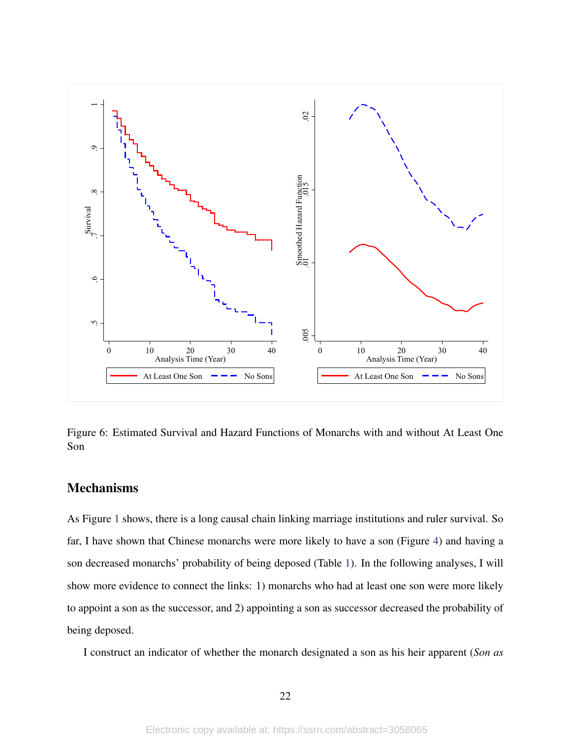Figure 6: Estimated Survival and Hazard Functions of Monarchs with and without At Least One Son

## Mechanisms

As Figure 1 shows, there is a long causal chain linking marriage institutions and ruler survival. So far, I have shown that Chinese monarchs were more likely to have a son (Figure 4) and having a son decreased monarchs' probability of being deposed (Table 1). In the following analyses, I will show more evidence to connect the links: 1) monarchs who had at least one son were more likely to appoint a son as the successor, and 2) appointing a son as successor decreased the probability of being deposed.

I construct an indicator of whether the monarch designated a son as his heir apparent (*Son as*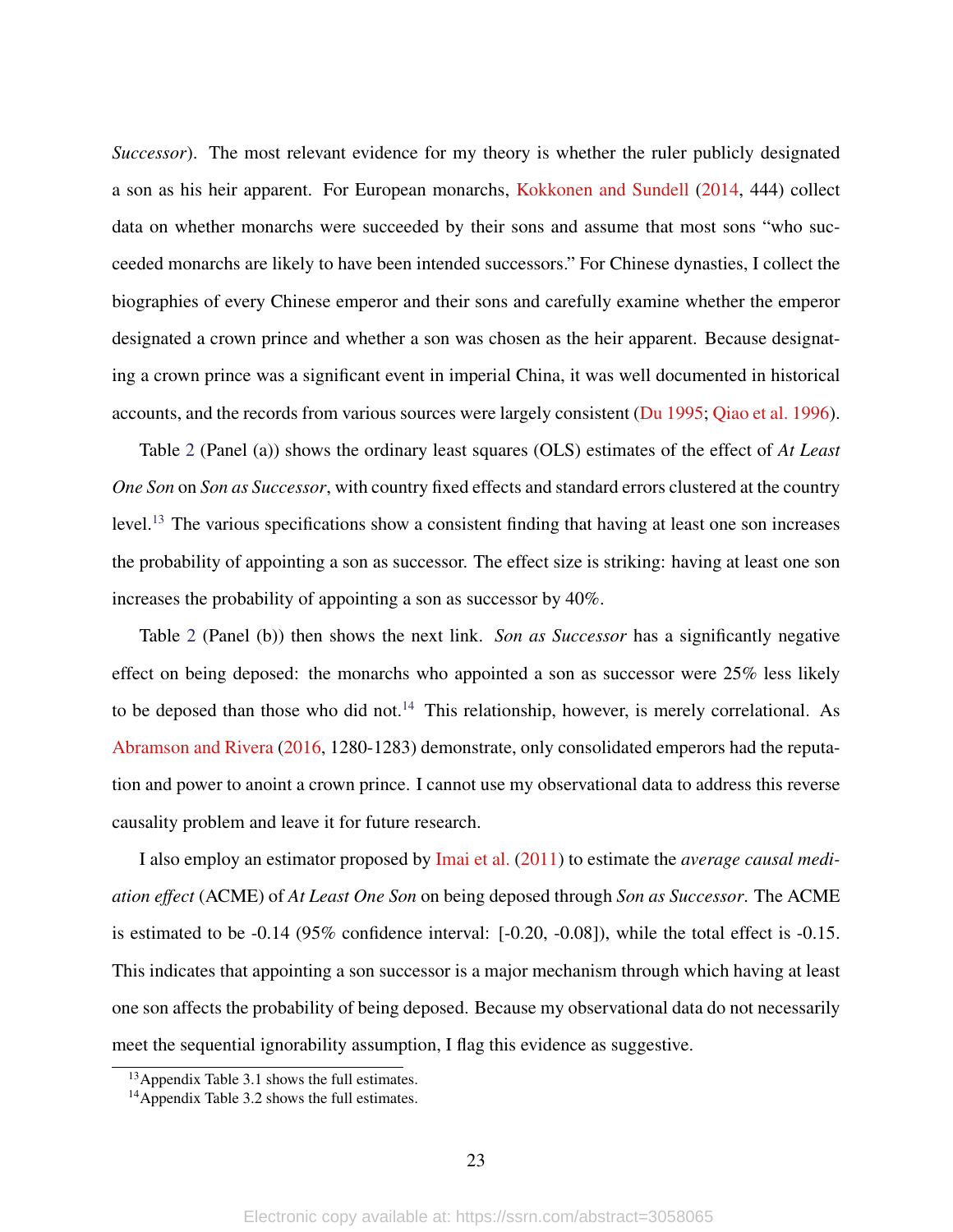*Successor*). The most relevant evidence for my theory is whether the ruler publicly designated a son as his heir apparent. For European monarchs, Kokkonen and Sundell (2014, 444) collect data on whether monarchs were succeeded by their sons and assume that most sons "who succeeded monarchs are likely to have been intended successors." For Chinese dynasties, I collect the biographies of every Chinese emperor and their sons and carefully examine whether the emperor designated a crown prince and whether a son was chosen as the heir apparent. Because designating a crown prince was a significant event in imperial China, it was well documented in historical accounts, and the records from various sources were largely consistent (Du 1995; Qiao et al. 1996).

Table 2 (Panel (a)) shows the ordinary least squares (OLS) estimates of the effect of *At Least One Son* on *Son as Successor*, with country fixed effects and standard errors clustered at the country level.[13] The various specifications show a consistent finding that having at least one son increases the probability of appointing a son as successor. The effect size is striking: having at least one son increases the probability of appointing a son as successor by 40%.

Table 2 (Panel (b)) then shows the next link. *Son as Successor* has a significantly negative effect on being deposed: the monarchs who appointed a son as successor were 25% less likely to be deposed than those who did not.[14] This relationship, however, is merely correlational. As Abramson and Rivera (2016, 1280-1283) demonstrate, only consolidated emperors had the reputation and power to anoint a crown prince. I cannot use my observational data to address this reverse causality problem and leave it for future research.

I also employ an estimator proposed by Imai et al. (2011) to estimate the *average causal mediation effect* (ACME) of *At Least One Son* on being deposed through *Son as Successor*. The ACME is estimated to be -0.14 (95% confidence interval: [-0.20, -0.08]), while the total effect is -0.15. This indicates that appointing a son successor is a major mechanism through which having at least one son affects the probability of being deposed. Because my observational data do not necessarily meet the sequential ignorability assumption, I flag this evidence as suggestive.

[13] Appendix Table 3.1 shows the full estimates.

[14] Appendix Table 3.2 shows the full estimates.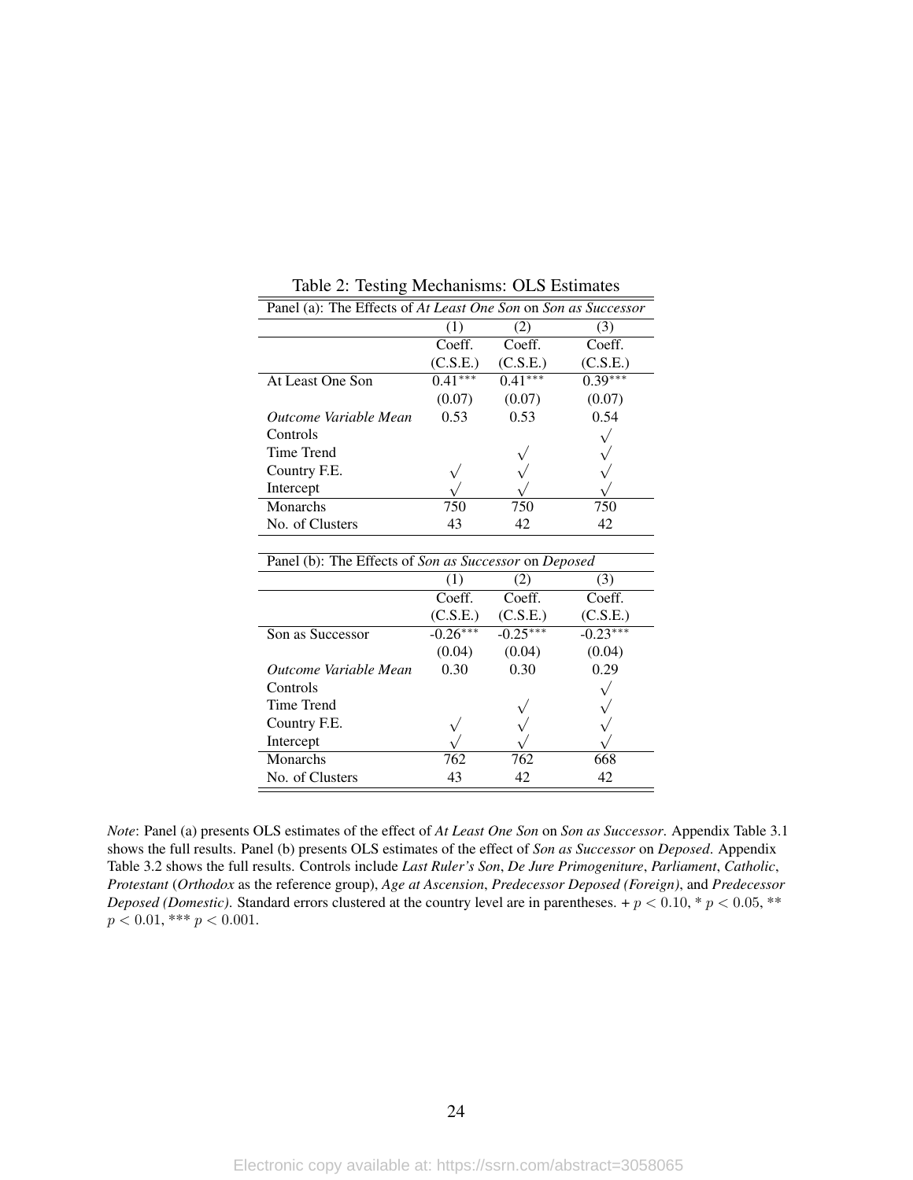Table 2: Testing Mechanisms: OLS Estimates

| Panel (a): The Effects of *At Least One Son* on *Son as Successor* | | | |
|---|---|---|---|
| | (1) | (2) | (3) |
| | Coeff. | Coeff. | Coeff. |
| | (C.S.E.) | (C.S.E.) | (C.S.E.) |
| At Least One Son | 0.41*** | 0.41*** | 0.39*** |
| | (0.07) | (0.07) | (0.07) |
| *Outcome Variable Mean* | 0.53 | 0.53 | 0.54 |
| Controls | | | √ |
| Time Trend | | √ | √ |
| Country F.E. | √ | √ | √ |
| Intercept | √ | √ | √ |
| Monarchs | 750 | 750 | 750 |
| No. of Clusters | 43 | 42 | 42 |

| Panel (b): The Effects of *Son as Successor* on *Deposed* | | | |
|---|---|---|---|
| | (1) | (2) | (3) |
| | Coeff. | Coeff. | Coeff. |
| | (C.S.E.) | (C.S.E.) | (C.S.E.) |
| Son as Successor | -0.26*** | -0.25*** | -0.23*** |
| | (0.04) | (0.04) | (0.04) |
| *Outcome Variable Mean* | 0.30 | 0.30 | 0.29 |
| Controls | | | √ |
| Time Trend | | √ | √ |
| Country F.E. | √ | √ | √ |
| Intercept | √ | √ | √ |
| Monarchs | 762 | 762 | 668 |
| No. of Clusters | 43 | 42 | 42 |

*Note*: Panel (a) presents OLS estimates of the effect of *At Least One Son* on *Son as Successor*. Appendix Table 3.1 shows the full results. Panel (b) presents OLS estimates of the effect of *Son as Successor* on *Deposed*. Appendix Table 3.2 shows the full results. Controls include *Last Ruler's Son*, *De Jure Primogeniture*, *Parliament*, *Catholic*, *Protestant* (*Orthodox* as the reference group), *Age at Ascension*, *Predecessor Deposed (Foreign)*, and *Predecessor Deposed (Domestic)*. Standard errors clustered at the country level are in parentheses. + $p < 0.10$, * $p < 0.05$, ** $p < 0.01$, *** $p < 0.001$.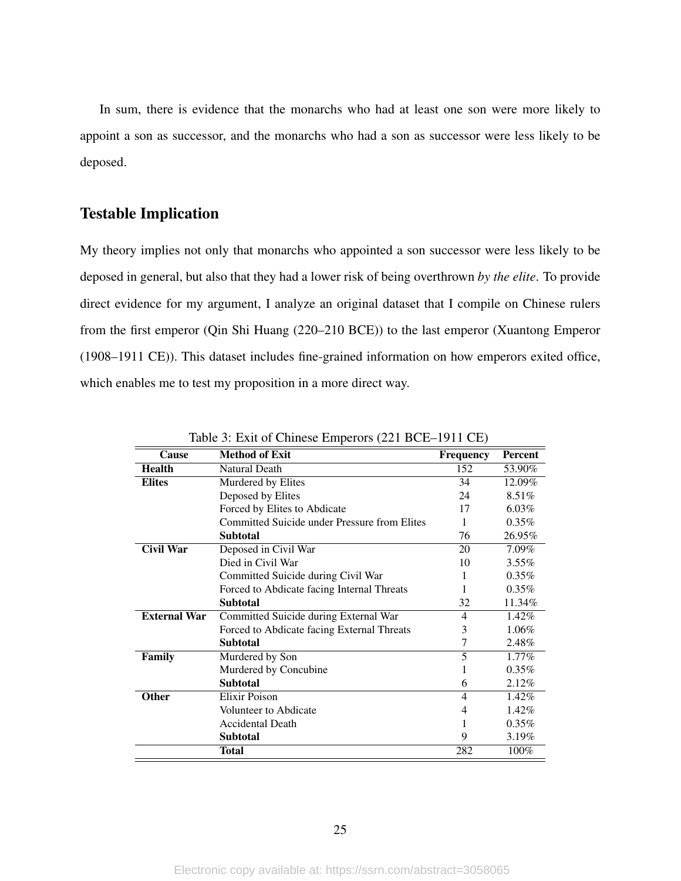In sum, there is evidence that the monarchs who had at least one son were more likely to appoint a son as successor, and the monarchs who had a son as successor were less likely to be deposed.

## Testable Implication

My theory implies not only that monarchs who appointed a son successor were less likely to be deposed in general, but also that they had a lower risk of being overthrown *by the elite*. To provide direct evidence for my argument, I analyze an original dataset that I compile on Chinese rulers from the first emperor (Qin Shi Huang (220–210 BCE)) to the last emperor (Xuantong Emperor (1908–1911 CE)). This dataset includes fine-grained information on how emperors exited office, which enables me to test my proposition in a more direct way.

Table 3: Exit of Chinese Emperors (221 BCE–1911 CE)

| Cause | Method of Exit | Frequency | Percent |
|---|---|---|---|
| **Health** | Natural Death | 152 | 53.90% |
| **Elites** | Murdered by Elites | 34 | 12.09% |
| | Deposed by Elites | 24 | 8.51% |
| | Forced by Elites to Abdicate | 17 | 6.03% |
| | Committed Suicide under Pressure from Elites | 1 | 0.35% |
| | **Subtotal** | 76 | 26.95% |
| **Civil War** | Deposed in Civil War | 20 | 7.09% |
| | Died in Civil War | 10 | 3.55% |
| | Committed Suicide during Civil War | 1 | 0.35% |
| | Forced to Abdicate facing Internal Threats | 1 | 0.35% |
| | **Subtotal** | 32 | 11.34% |
| **External War** | Committed Suicide during External War | 4 | 1.42% |
| | Forced to Abdicate facing External Threats | 3 | 1.06% |
| | **Subtotal** | 7 | 2.48% |
| **Family** | Murdered by Son | 5 | 1.77% |
| | Murdered by Concubine | 1 | 0.35% |
| | **Subtotal** | 6 | 2.12% |
| **Other** | Elixir Poison | 4 | 1.42% |
| | Volunteer to Abdicate | 4 | 1.42% |
| | Accidental Death | 1 | 0.35% |
| | **Subtotal** | 9 | 3.19% |
| | **Total** | 282 | 100% |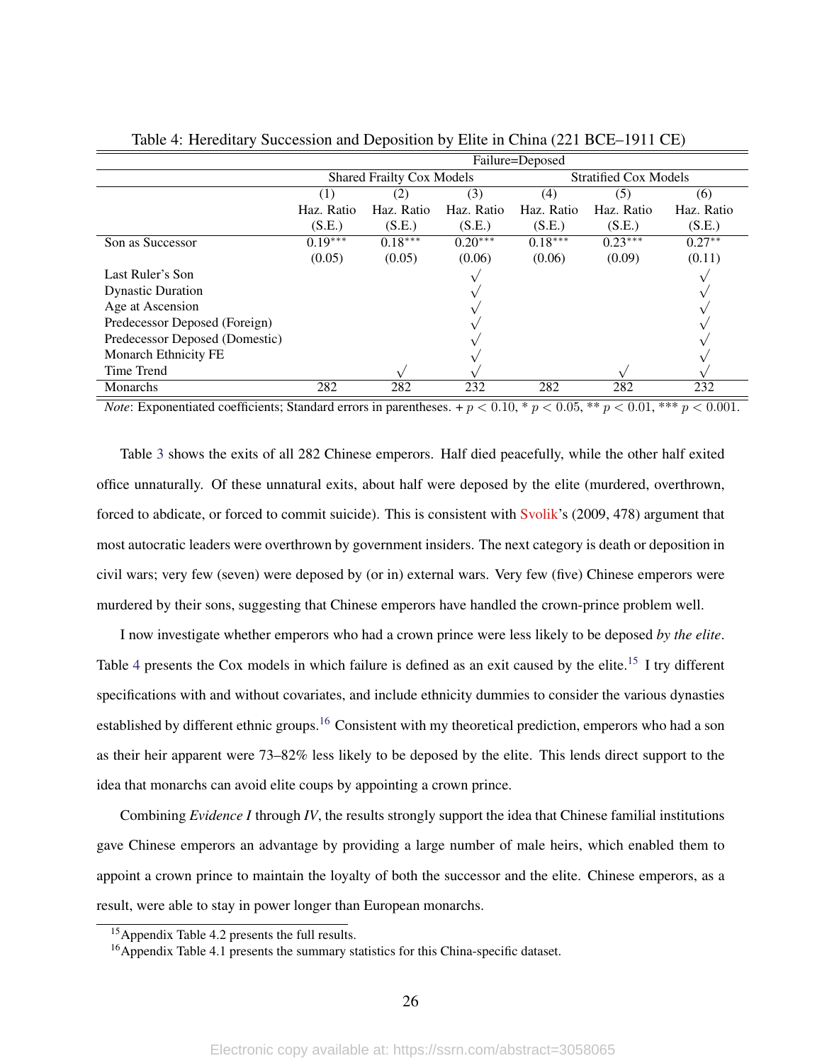Table 4: Hereditary Succession and Deposition by Elite in China (221 BCE–1911 CE)

| | Failure=Deposed | | | | | |
|---|---|---|---|---|---|---|
| | Shared Frailty Cox Models | | | Stratified Cox Models | | |
| | (1) | (2) | (3) | (4) | (5) | (6) |
| | Haz. Ratio | Haz. Ratio | Haz. Ratio | Haz. Ratio | Haz. Ratio | Haz. Ratio |
| | (S.E.) | (S.E.) | (S.E.) | (S.E.) | (S.E.) | (S.E.) |
| Son as Successor | 0.19*** | 0.18*** | 0.20*** | 0.18*** | 0.23*** | 0.27** |
| | (0.05) | (0.05) | (0.06) | (0.06) | (0.09) | (0.11) |
| Last Ruler's Son | | | √ | | | √ |
| Dynastic Duration | | | √ | | | √ |
| Age at Ascension | | | √ | | | √ |
| Predecessor Deposed (Foreign) | | | √ | | | √ |
| Predecessor Deposed (Domestic) | | | √ | | | √ |
| Monarch Ethnicity FE | | | √ | | | √ |
| Time Trend | | √ | √ | | √ | √ |
| Monarchs | 282 | 282 | 232 | 282 | 282 | 232 |

*Note*: Exponentiated coefficients; Standard errors in parentheses. + $p < 0.10$, * $p < 0.05$, ** $p < 0.01$, *** $p < 0.001$.

Table 3 shows the exits of all 282 Chinese emperors. Half died peacefully, while the other half exited office unnaturally. Of these unnatural exits, about half were deposed by the elite (murdered, overthrown, forced to abdicate, or forced to commit suicide). This is consistent with Svolik's (2009, 478) argument that most autocratic leaders were overthrown by government insiders. The next category is death or deposition in civil wars; very few (seven) were deposed by (or in) external wars. Very few (five) Chinese emperors were murdered by their sons, suggesting that Chinese emperors have handled the crown-prince problem well.

I now investigate whether emperors who had a crown prince were less likely to be deposed *by the elite*. Table 4 presents the Cox models in which failure is defined as an exit caused by the elite.[15] I try different specifications with and without covariates, and include ethnicity dummies to consider the various dynasties established by different ethnic groups.[16] Consistent with my theoretical prediction, emperors who had a son as their heir apparent were 73–82% less likely to be deposed by the elite. This lends direct support to the idea that monarchs can avoid elite coups by appointing a crown prince.

Combining *Evidence I* through *IV*, the results strongly support the idea that Chinese familial institutions gave Chinese emperors an advantage by providing a large number of male heirs, which enabled them to appoint a crown prince to maintain the loyalty of both the successor and the elite. Chinese emperors, as a result, were able to stay in power longer than European monarchs.

[15] Appendix Table 4.2 presents the full results.

[16] Appendix Table 4.1 presents the summary statistics for this China-specific dataset.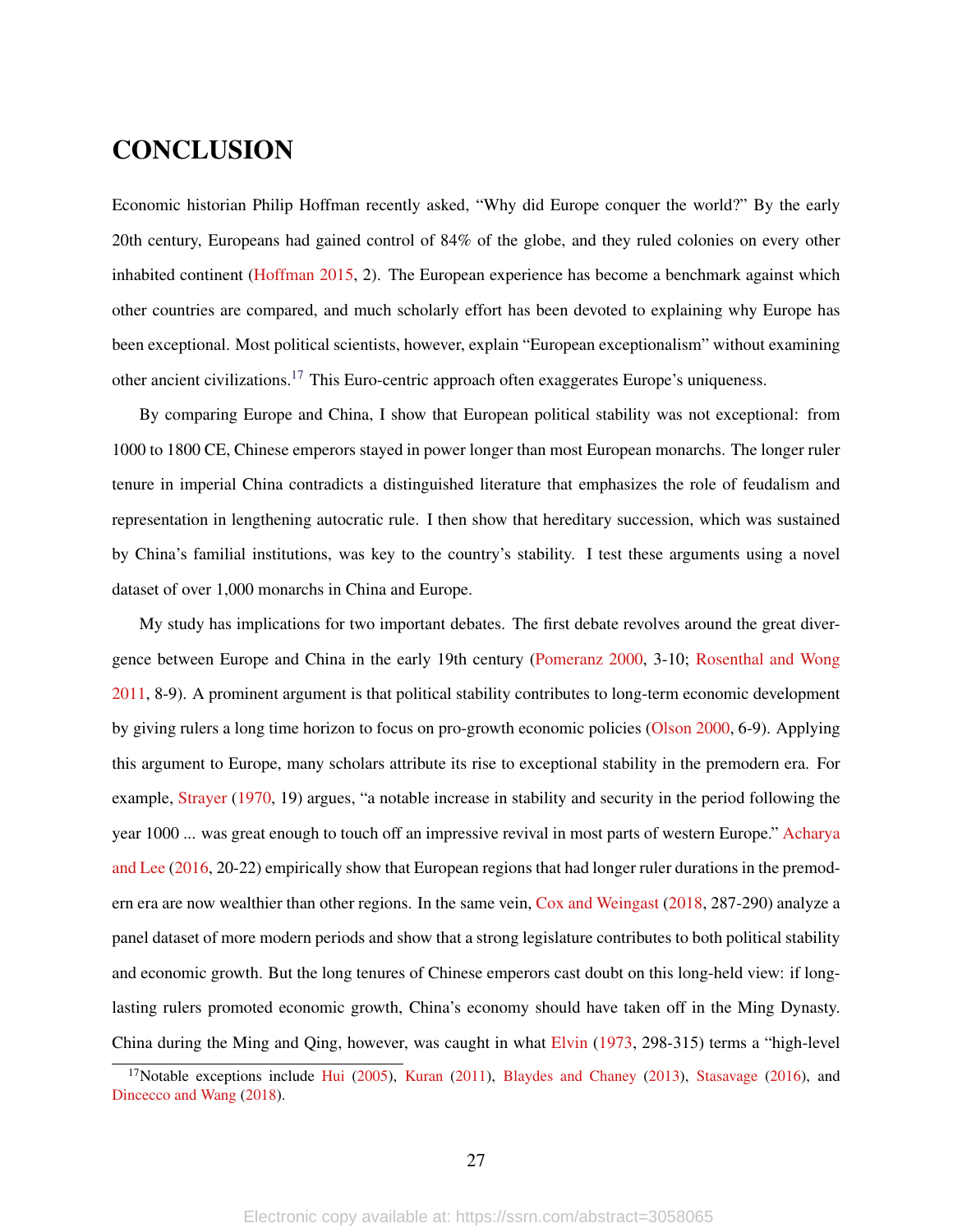# CONCLUSION

Economic historian Philip Hoffman recently asked, "Why did Europe conquer the world?" By the early 20th century, Europeans had gained control of 84% of the globe, and they ruled colonies on every other inhabited continent (Hoffman 2015, 2). The European experience has become a benchmark against which other countries are compared, and much scholarly effort has been devoted to explaining why Europe has been exceptional. Most political scientists, however, explain "European exceptionalism" without examining other ancient civilizations.[17] This Euro-centric approach often exaggerates Europe's uniqueness.

By comparing Europe and China, I show that European political stability was not exceptional: from 1000 to 1800 CE, Chinese emperors stayed in power longer than most European monarchs. The longer ruler tenure in imperial China contradicts a distinguished literature that emphasizes the role of feudalism and representation in lengthening autocratic rule. I then show that hereditary succession, which was sustained by China's familial institutions, was key to the country's stability. I test these arguments using a novel dataset of over 1,000 monarchs in China and Europe.

My study has implications for two important debates. The first debate revolves around the great divergence between Europe and China in the early 19th century (Pomeranz 2000, 3-10; Rosenthal and Wong 2011, 8-9). A prominent argument is that political stability contributes to long-term economic development by giving rulers a long time horizon to focus on pro-growth economic policies (Olson 2000, 6-9). Applying this argument to Europe, many scholars attribute its rise to exceptional stability in the premodern era. For example, Strayer (1970, 19) argues, "a notable increase in stability and security in the period following the year 1000 ... was great enough to touch off an impressive revival in most parts of western Europe." Acharya and Lee (2016, 20-22) empirically show that European regions that had longer ruler durations in the premodern era are now wealthier than other regions. In the same vein, Cox and Weingast (2018, 287-290) analyze a panel dataset of more modern periods and show that a strong legislature contributes to both political stability and economic growth. But the long tenures of Chinese emperors cast doubt on this long-held view: if long-lasting rulers promoted economic growth, China's economy should have taken off in the Ming Dynasty. China during the Ming and Qing, however, was caught in what Elvin (1973, 298-315) terms a "high-level

[17] Notable exceptions include Hui (2005), Kuran (2011), Blaydes and Chaney (2013), Stasavage (2016), and Dincecco and Wang (2018).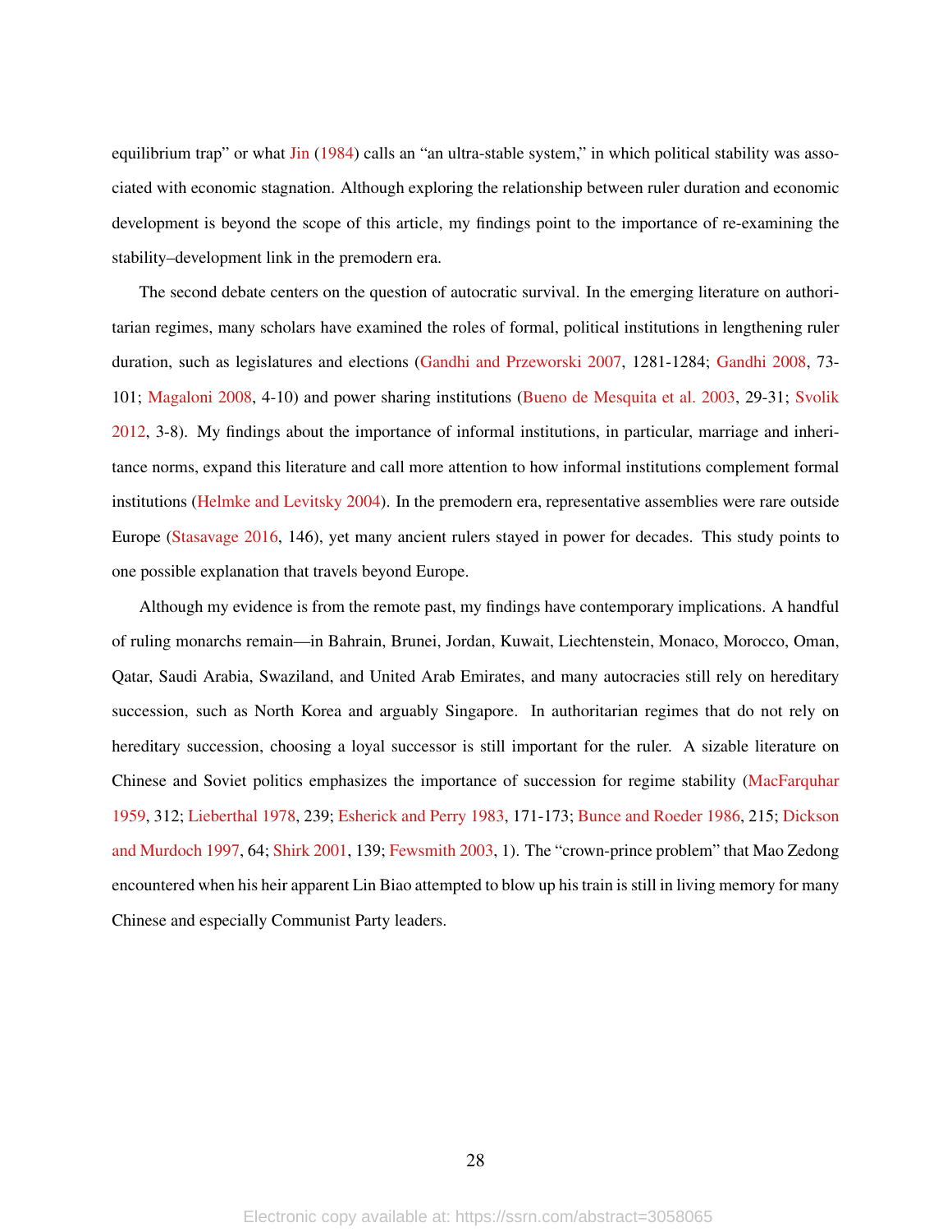equilibrium trap" or what Jin (1984) calls an "an ultra-stable system," in which political stability was associated with economic stagnation. Although exploring the relationship between ruler duration and economic development is beyond the scope of this article, my findings point to the importance of re-examining the stability–development link in the premodern era.

The second debate centers on the question of autocratic survival. In the emerging literature on authoritarian regimes, many scholars have examined the roles of formal, political institutions in lengthening ruler duration, such as legislatures and elections (Gandhi and Przeworski 2007, 1281-1284; Gandhi 2008, 73-101; Magaloni 2008, 4-10) and power sharing institutions (Bueno de Mesquita et al. 2003, 29-31; Svolik 2012, 3-8). My findings about the importance of informal institutions, in particular, marriage and inheritance norms, expand this literature and call more attention to how informal institutions complement formal institutions (Helmke and Levitsky 2004). In the premodern era, representative assemblies were rare outside Europe (Stasavage 2016, 146), yet many ancient rulers stayed in power for decades. This study points to one possible explanation that travels beyond Europe.

Although my evidence is from the remote past, my findings have contemporary implications. A handful of ruling monarchs remain—in Bahrain, Brunei, Jordan, Kuwait, Liechtenstein, Monaco, Morocco, Oman, Qatar, Saudi Arabia, Swaziland, and United Arab Emirates, and many autocracies still rely on hereditary succession, such as North Korea and arguably Singapore. In authoritarian regimes that do not rely on hereditary succession, choosing a loyal successor is still important for the ruler. A sizable literature on Chinese and Soviet politics emphasizes the importance of succession for regime stability (MacFarquhar 1959, 312; Lieberthal 1978, 239; Esherick and Perry 1983, 171-173; Bunce and Roeder 1986, 215; Dickson and Murdoch 1997, 64; Shirk 2001, 139; Fewsmith 2003, 1). The "crown-prince problem" that Mao Zedong encountered when his heir apparent Lin Biao attempted to blow up his train is still in living memory for many Chinese and especially Communist Party leaders.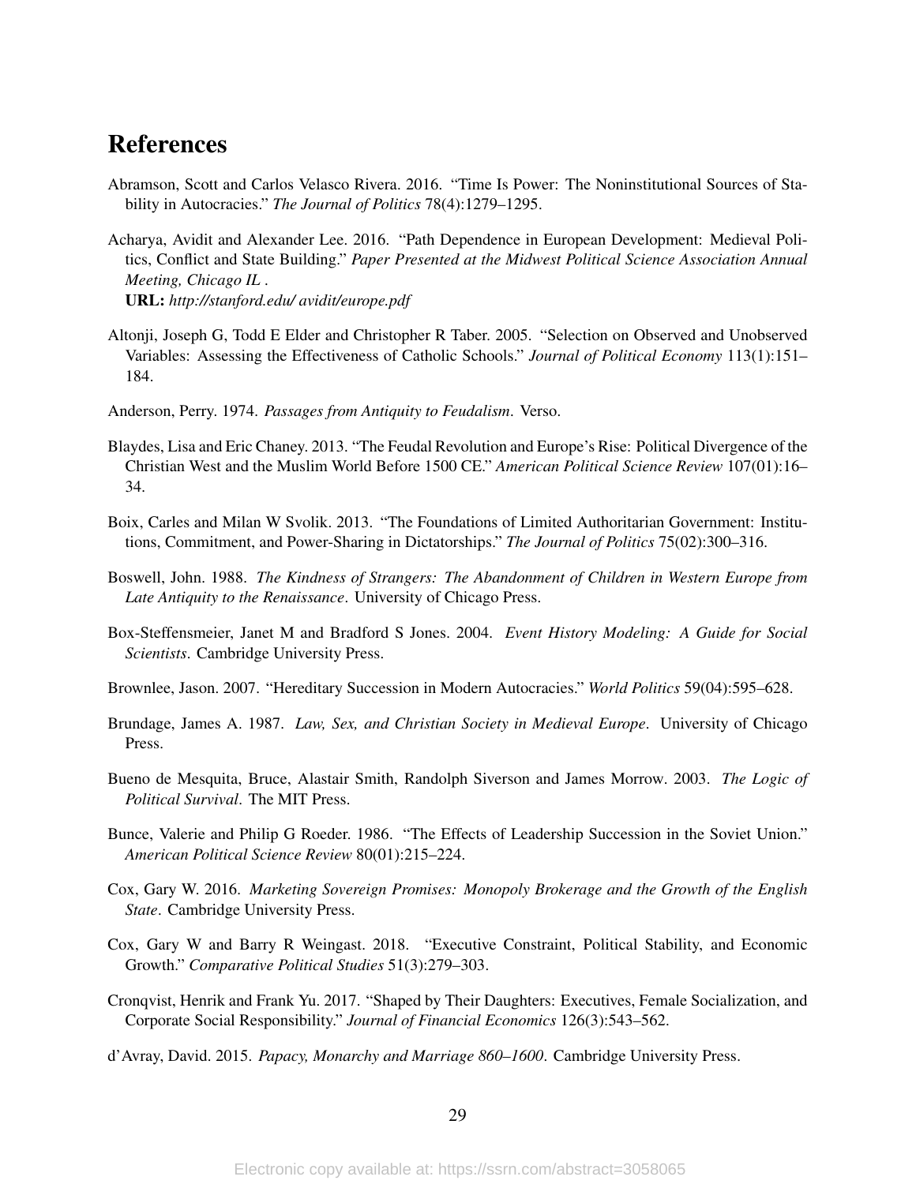# References

Abramson, Scott and Carlos Velasco Rivera. 2016. "Time Is Power: The Noninstitutional Sources of Stability in Autocracies." *The Journal of Politics* 78(4):1279–1295.

Acharya, Avidit and Alexander Lee. 2016. "Path Dependence in European Development: Medieval Politics, Conflict and State Building." *Paper Presented at the Midwest Political Science Association Annual Meeting, Chicago IL* .
**URL:** *http://stanford.edu/ avidit/europe.pdf*

Altonji, Joseph G, Todd E Elder and Christopher R Taber. 2005. "Selection on Observed and Unobserved Variables: Assessing the Effectiveness of Catholic Schools." *Journal of Political Economy* 113(1):151–184.

Anderson, Perry. 1974. *Passages from Antiquity to Feudalism*. Verso.

Blaydes, Lisa and Eric Chaney. 2013. "The Feudal Revolution and Europe's Rise: Political Divergence of the Christian West and the Muslim World Before 1500 CE." *American Political Science Review* 107(01):16–34.

Boix, Carles and Milan W Svolik. 2013. "The Foundations of Limited Authoritarian Government: Institutions, Commitment, and Power-Sharing in Dictatorships." *The Journal of Politics* 75(02):300–316.

Boswell, John. 1988. *The Kindness of Strangers: The Abandonment of Children in Western Europe from Late Antiquity to the Renaissance*. University of Chicago Press.

Box-Steffensmeier, Janet M and Bradford S Jones. 2004. *Event History Modeling: A Guide for Social Scientists*. Cambridge University Press.

Brownlee, Jason. 2007. "Hereditary Succession in Modern Autocracies." *World Politics* 59(04):595–628.

Brundage, James A. 1987. *Law, Sex, and Christian Society in Medieval Europe*. University of Chicago Press.

Bueno de Mesquita, Bruce, Alastair Smith, Randolph Siverson and James Morrow. 2003. *The Logic of Political Survival*. The MIT Press.

Bunce, Valerie and Philip G Roeder. 1986. "The Effects of Leadership Succession in the Soviet Union." *American Political Science Review* 80(01):215–224.

Cox, Gary W. 2016. *Marketing Sovereign Promises: Monopoly Brokerage and the Growth of the English State*. Cambridge University Press.

Cox, Gary W and Barry R Weingast. 2018. "Executive Constraint, Political Stability, and Economic Growth." *Comparative Political Studies* 51(3):279–303.

Cronqvist, Henrik and Frank Yu. 2017. "Shaped by Their Daughters: Executives, Female Socialization, and Corporate Social Responsibility." *Journal of Financial Economics* 126(3):543–562.

d'Avray, David. 2015. *Papacy, Monarchy and Marriage 860–1600*. Cambridge University Press.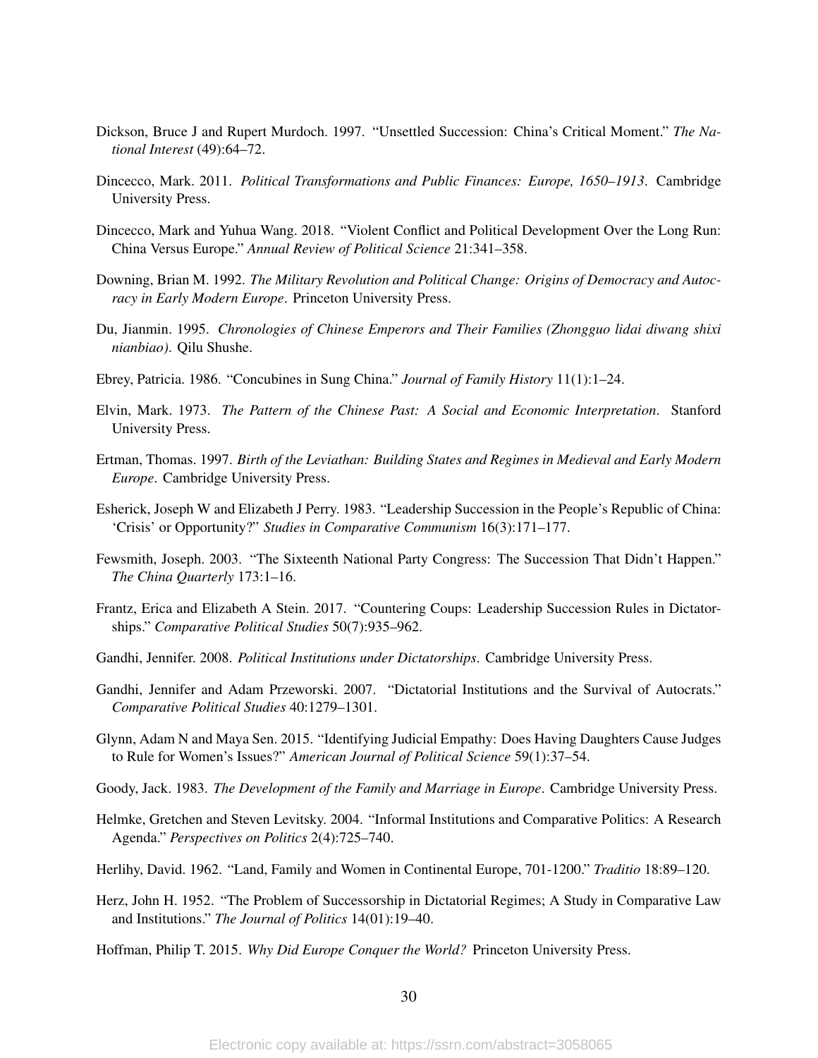Dickson, Bruce J and Rupert Murdoch. 1997. "Unsettled Succession: China's Critical Moment." *The National Interest* (49):64–72.

Dincecco, Mark. 2011. *Political Transformations and Public Finances: Europe, 1650–1913*. Cambridge University Press.

Dincecco, Mark and Yuhua Wang. 2018. "Violent Conflict and Political Development Over the Long Run: China Versus Europe." *Annual Review of Political Science* 21:341–358.

Downing, Brian M. 1992. *The Military Revolution and Political Change: Origins of Democracy and Autocracy in Early Modern Europe*. Princeton University Press.

Du, Jianmin. 1995. *Chronologies of Chinese Emperors and Their Families (Zhongguo lidai diwang shixi nianbiao)*. Qilu Shushe.

Ebrey, Patricia. 1986. "Concubines in Sung China." *Journal of Family History* 11(1):1–24.

Elvin, Mark. 1973. *The Pattern of the Chinese Past: A Social and Economic Interpretation*. Stanford University Press.

Ertman, Thomas. 1997. *Birth of the Leviathan: Building States and Regimes in Medieval and Early Modern Europe*. Cambridge University Press.

Esherick, Joseph W and Elizabeth J Perry. 1983. "Leadership Succession in the People's Republic of China: 'Crisis' or Opportunity?" *Studies in Comparative Communism* 16(3):171–177.

Fewsmith, Joseph. 2003. "The Sixteenth National Party Congress: The Succession That Didn't Happen." *The China Quarterly* 173:1–16.

Frantz, Erica and Elizabeth A Stein. 2017. "Countering Coups: Leadership Succession Rules in Dictatorships." *Comparative Political Studies* 50(7):935–962.

Gandhi, Jennifer. 2008. *Political Institutions under Dictatorships*. Cambridge University Press.

Gandhi, Jennifer and Adam Przeworski. 2007. "Dictatorial Institutions and the Survival of Autocrats." *Comparative Political Studies* 40:1279–1301.

Glynn, Adam N and Maya Sen. 2015. "Identifying Judicial Empathy: Does Having Daughters Cause Judges to Rule for Women's Issues?" *American Journal of Political Science* 59(1):37–54.

Goody, Jack. 1983. *The Development of the Family and Marriage in Europe*. Cambridge University Press.

Helmke, Gretchen and Steven Levitsky. 2004. "Informal Institutions and Comparative Politics: A Research Agenda." *Perspectives on Politics* 2(4):725–740.

Herlihy, David. 1962. "Land, Family and Women in Continental Europe, 701-1200." *Traditio* 18:89–120.

Herz, John H. 1952. "The Problem of Successorship in Dictatorial Regimes; A Study in Comparative Law and Institutions." *The Journal of Politics* 14(01):19–40.

Hoffman, Philip T. 2015. *Why Did Europe Conquer the World?* Princeton University Press.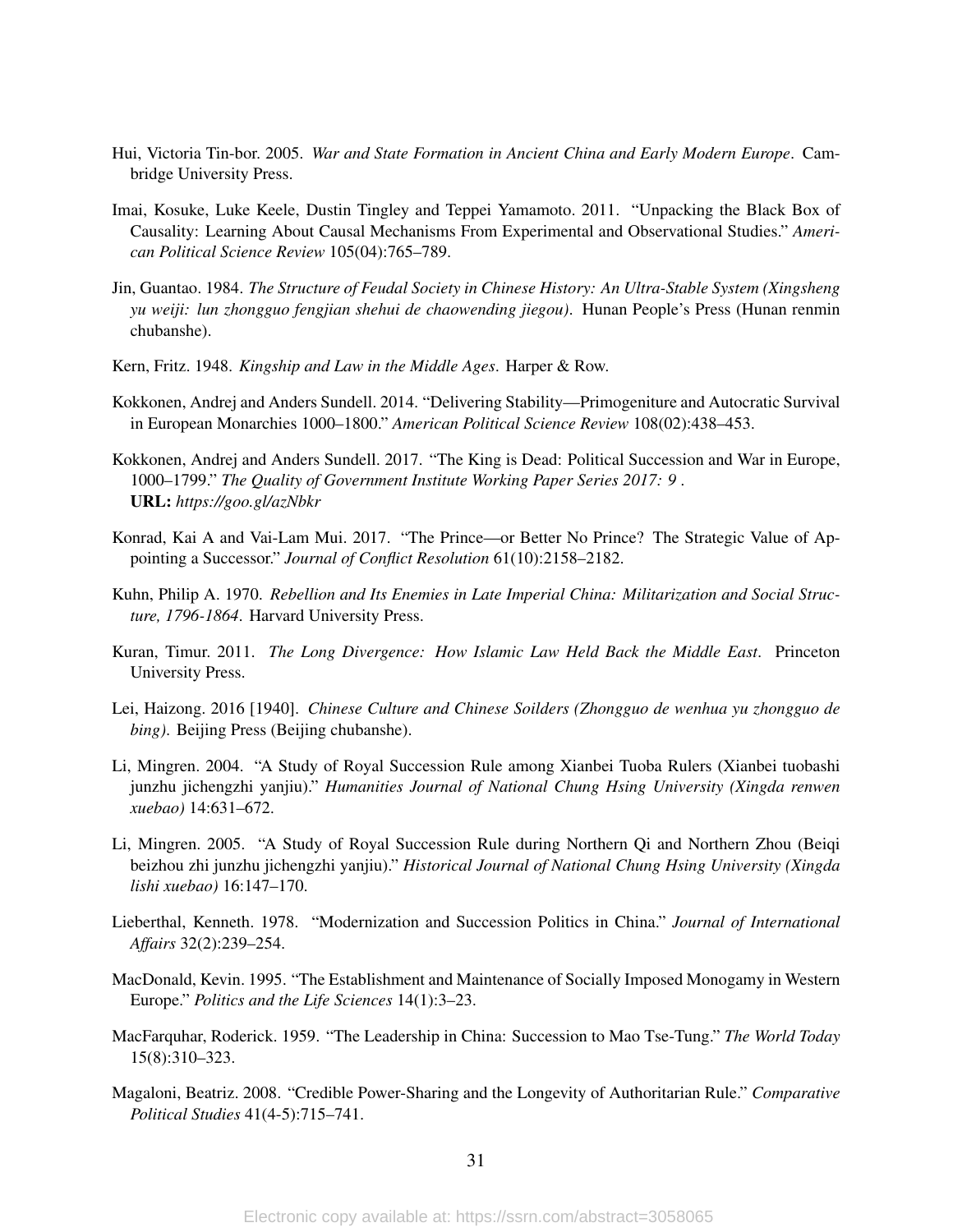Hui, Victoria Tin-bor. 2005. *War and State Formation in Ancient China and Early Modern Europe*. Cambridge University Press.

Imai, Kosuke, Luke Keele, Dustin Tingley and Teppei Yamamoto. 2011. "Unpacking the Black Box of Causality: Learning About Causal Mechanisms From Experimental and Observational Studies." *American Political Science Review* 105(04):765–789.

Jin, Guantao. 1984. *The Structure of Feudal Society in Chinese History: An Ultra-Stable System (Xingsheng yu weiji: lun zhongguo fengjian shehui de chaowending jiegou)*. Hunan People's Press (Hunan renmin chubanshe).

Kern, Fritz. 1948. *Kingship and Law in the Middle Ages*. Harper & Row.

Kokkonen, Andrej and Anders Sundell. 2014. "Delivering Stability—Primogeniture and Autocratic Survival in European Monarchies 1000–1800." *American Political Science Review* 108(02):438–453.

Kokkonen, Andrej and Anders Sundell. 2017. "The King is Dead: Political Succession and War in Europe, 1000–1799." *The Quality of Government Institute Working Paper Series 2017: 9* .
**URL:** *https://goo.gl/azNbkr*

Konrad, Kai A and Vai-Lam Mui. 2017. "The Prince—or Better No Prince? The Strategic Value of Appointing a Successor." *Journal of Conflict Resolution* 61(10):2158–2182.

Kuhn, Philip A. 1970. *Rebellion and Its Enemies in Late Imperial China: Militarization and Social Structure, 1796-1864*. Harvard University Press.

Kuran, Timur. 2011. *The Long Divergence: How Islamic Law Held Back the Middle East*. Princeton University Press.

Lei, Haizong. 2016 [1940]. *Chinese Culture and Chinese Soilders (Zhongguo de wenhua yu zhongguo de bing)*. Beijing Press (Beijing chubanshe).

Li, Mingren. 2004. "A Study of Royal Succession Rule among Xianbei Tuoba Rulers (Xianbei tuobashi junzhu jichengzhi yanjiu)." *Humanities Journal of National Chung Hsing University (Xingda renwen xuebao)* 14:631–672.

Li, Mingren. 2005. "A Study of Royal Succession Rule during Northern Qi and Northern Zhou (Beiqi beizhou zhi junzhu jichengzhi yanjiu)." *Historical Journal of National Chung Hsing University (Xingda lishi xuebao)* 16:147–170.

Lieberthal, Kenneth. 1978. "Modernization and Succession Politics in China." *Journal of International Affairs* 32(2):239–254.

MacDonald, Kevin. 1995. "The Establishment and Maintenance of Socially Imposed Monogamy in Western Europe." *Politics and the Life Sciences* 14(1):3–23.

MacFarquhar, Roderick. 1959. "The Leadership in China: Succession to Mao Tse-Tung." *The World Today* 15(8):310–323.

Magaloni, Beatriz. 2008. "Credible Power-Sharing and the Longevity of Authoritarian Rule." *Comparative Political Studies* 41(4-5):715–741.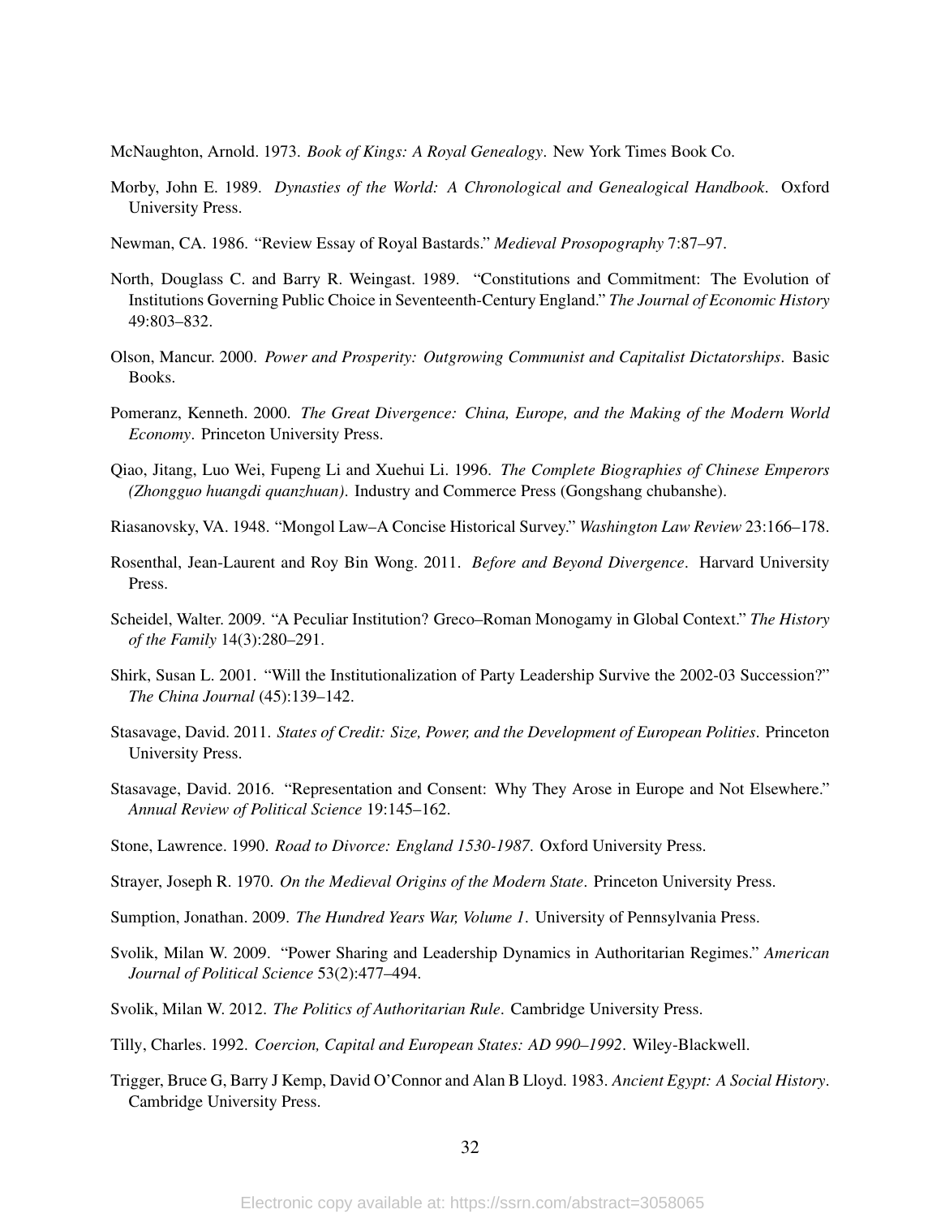McNaughton, Arnold. 1973. *Book of Kings: A Royal Genealogy*. New York Times Book Co.

Morby, John E. 1989. *Dynasties of the World: A Chronological and Genealogical Handbook*. Oxford University Press.

Newman, CA. 1986. "Review Essay of Royal Bastards." *Medieval Prosopography* 7:87–97.

North, Douglass C. and Barry R. Weingast. 1989. "Constitutions and Commitment: The Evolution of Institutions Governing Public Choice in Seventeenth-Century England." *The Journal of Economic History* 49:803–832.

Olson, Mancur. 2000. *Power and Prosperity: Outgrowing Communist and Capitalist Dictatorships*. Basic Books.

Pomeranz, Kenneth. 2000. *The Great Divergence: China, Europe, and the Making of the Modern World Economy*. Princeton University Press.

Qiao, Jitang, Luo Wei, Fupeng Li and Xuehui Li. 1996. *The Complete Biographies of Chinese Emperors (Zhongguo huangdi quanzhuan)*. Industry and Commerce Press (Gongshang chubanshe).

Riasanovsky, VA. 1948. "Mongol Law–A Concise Historical Survey." *Washington Law Review* 23:166–178.

Rosenthal, Jean-Laurent and Roy Bin Wong. 2011. *Before and Beyond Divergence*. Harvard University Press.

Scheidel, Walter. 2009. "A Peculiar Institution? Greco–Roman Monogamy in Global Context." *The History of the Family* 14(3):280–291.

Shirk, Susan L. 2001. "Will the Institutionalization of Party Leadership Survive the 2002-03 Succession?" *The China Journal* (45):139–142.

Stasavage, David. 2011. *States of Credit: Size, Power, and the Development of European Polities*. Princeton University Press.

Stasavage, David. 2016. "Representation and Consent: Why They Arose in Europe and Not Elsewhere." *Annual Review of Political Science* 19:145–162.

Stone, Lawrence. 1990. *Road to Divorce: England 1530-1987*. Oxford University Press.

Strayer, Joseph R. 1970. *On the Medieval Origins of the Modern State*. Princeton University Press.

Sumption, Jonathan. 2009. *The Hundred Years War, Volume 1*. University of Pennsylvania Press.

Svolik, Milan W. 2009. "Power Sharing and Leadership Dynamics in Authoritarian Regimes." *American Journal of Political Science* 53(2):477–494.

Svolik, Milan W. 2012. *The Politics of Authoritarian Rule*. Cambridge University Press.

Tilly, Charles. 1992. *Coercion, Capital and European States: AD 990–1992*. Wiley-Blackwell.

Trigger, Bruce G, Barry J Kemp, David O'Connor and Alan B Lloyd. 1983. *Ancient Egypt: A Social History*. Cambridge University Press.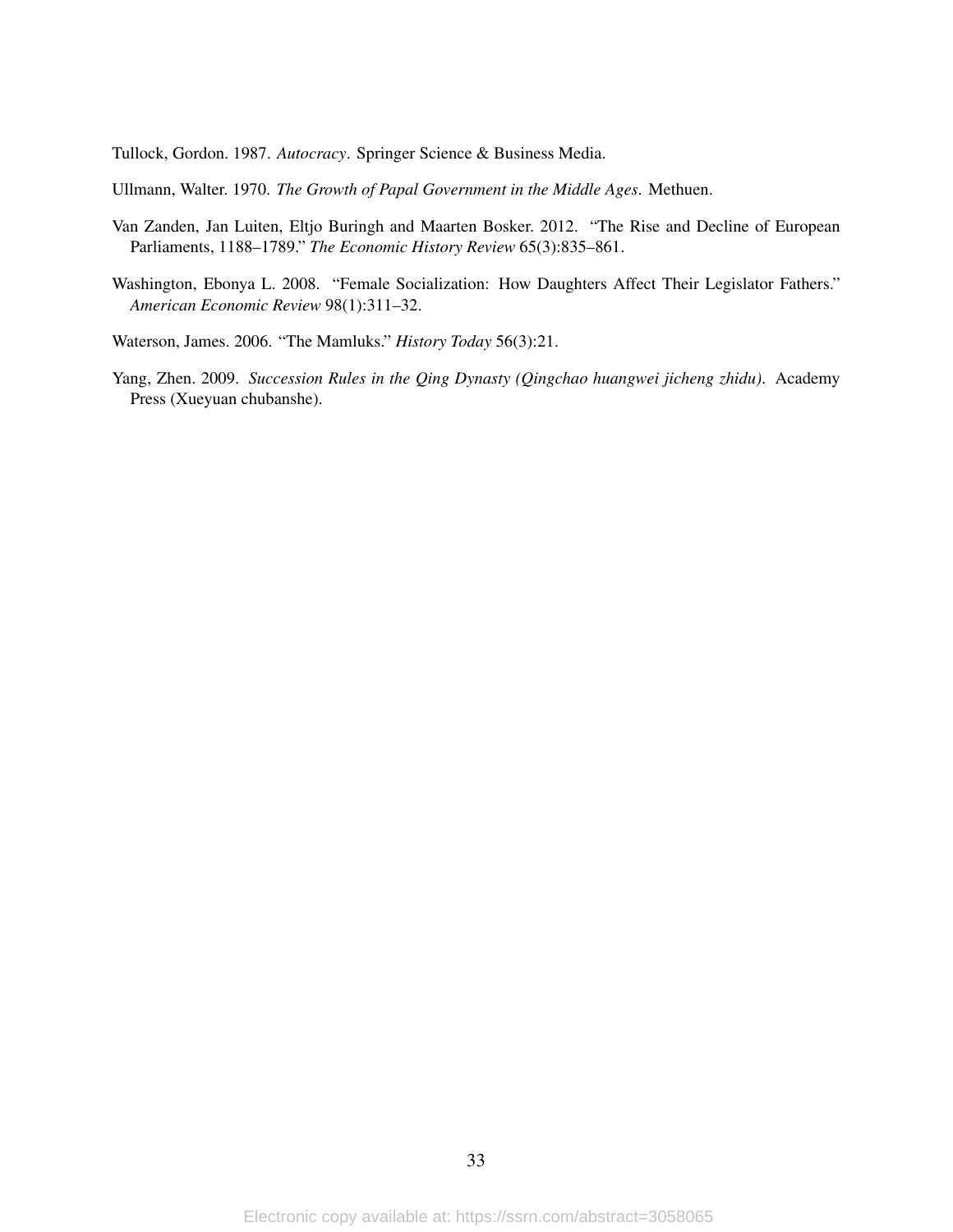Tullock, Gordon. 1987. *Autocracy*. Springer Science & Business Media.

Ullmann, Walter. 1970. *The Growth of Papal Government in the Middle Ages*. Methuen.

Van Zanden, Jan Luiten, Eltjo Buringh and Maarten Bosker. 2012. "The Rise and Decline of European Parliaments, 1188–1789." *The Economic History Review* 65(3):835–861.

Washington, Ebonya L. 2008. "Female Socialization: How Daughters Affect Their Legislator Fathers." *American Economic Review* 98(1):311–32.

Waterson, James. 2006. "The Mamluks." *History Today* 56(3):21.

Yang, Zhen. 2009. *Succession Rules in the Qing Dynasty (Qingchao huangwei jicheng zhidu)*. Academy Press (Xueyuan chubanshe).